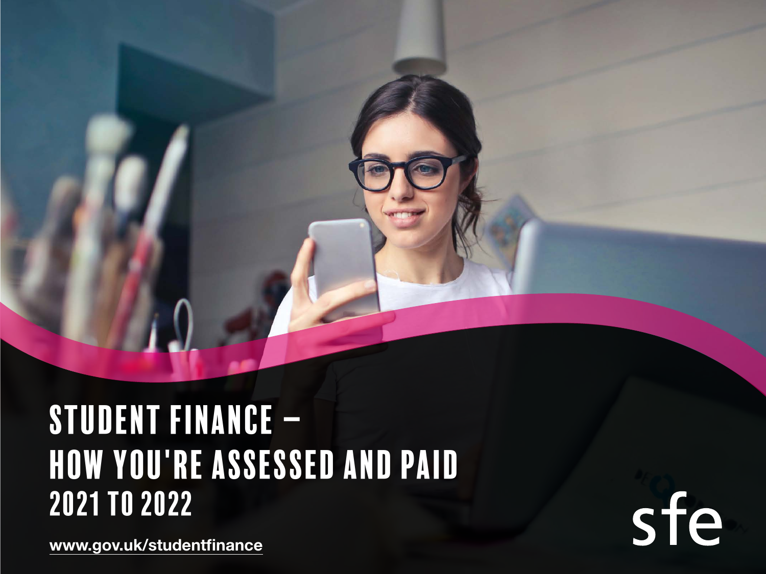# STUDENT FINANCE – HOW YOU'RE ASSESSED AND PAID 2021 TO 2022

www.gov.uk/studentfinance

sfe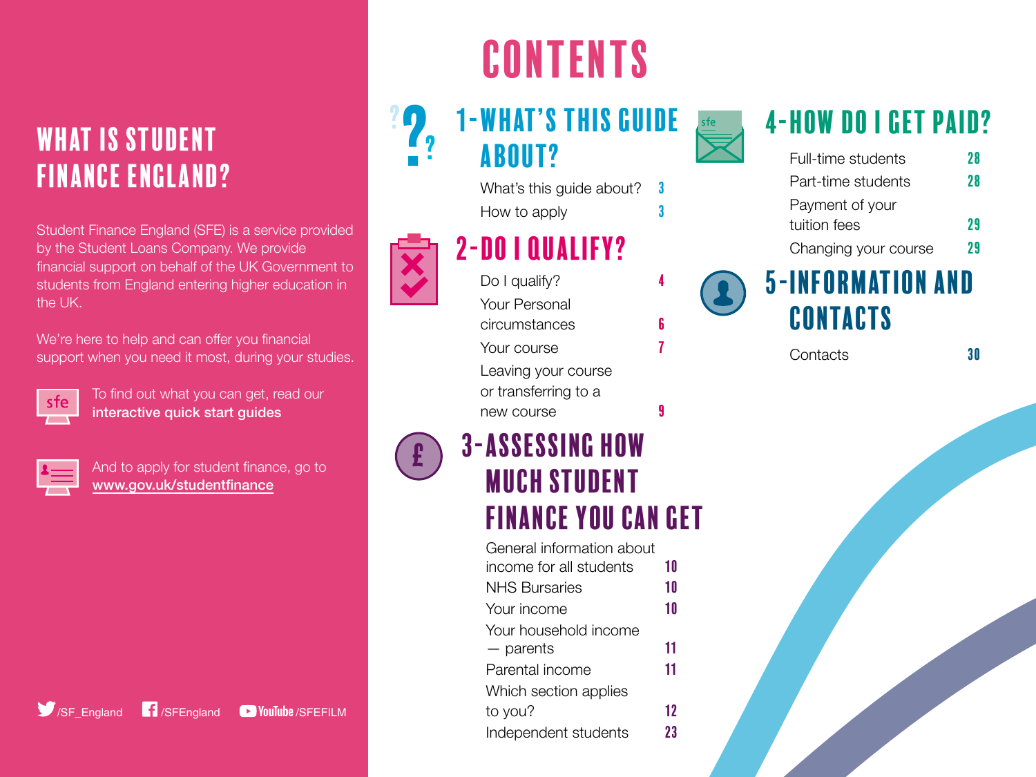## WHAT IS STUDENT FINANCE ENGLAND?

Student Finance England (SFE) is a service provided by the Student Loans Company. We provide financial support on behalf of the UK Government to students from England entering higher education in the UK.

We're here to help and can offer you financial support when you need it most, during your studies.

To find out what you can get, read our **interactive quick start guides**

And to apply for student finance, go to www.gov.uk/studentfinance

/SF_England /SFEngland YouTube /SFEFILM

# CONTENTS

## 1 - WHAT'S THIS GUIDE ABOUT?

| | |
|---|---|
| What's this guide about? | 3 |
| How to apply | 3 |

## 2 - DO I QUALIFY?

| | |
|---|---|
| Do I qualify? | 4 |
| Your Personal circumstances | 6 |
| Your course | 7 |
| Leaving your course or transferring to a new course | 9 |

## 3 - ASSESSING HOW MUCH STUDENT FINANCE YOU CAN GET

| | |
|---|---|
| General information about income for all students | 10 |
| NHS Bursaries | 10 |
| Your income | 10 |
| Your household income — parents | 11 |
| Parental income | 11 |
| Which section applies to you? | 12 |
| Independent students | 23 |

## 4 - HOW DO I GET PAID?

| | |
|---|---|
| Full-time students | 28 |
| Part-time students | 28 |
| Payment of your tuition fees | 29 |
| Changing your course | 29 |

## 5 - INFORMATION AND CONTACTS

| | |
|---|---|
| Contacts | 30 |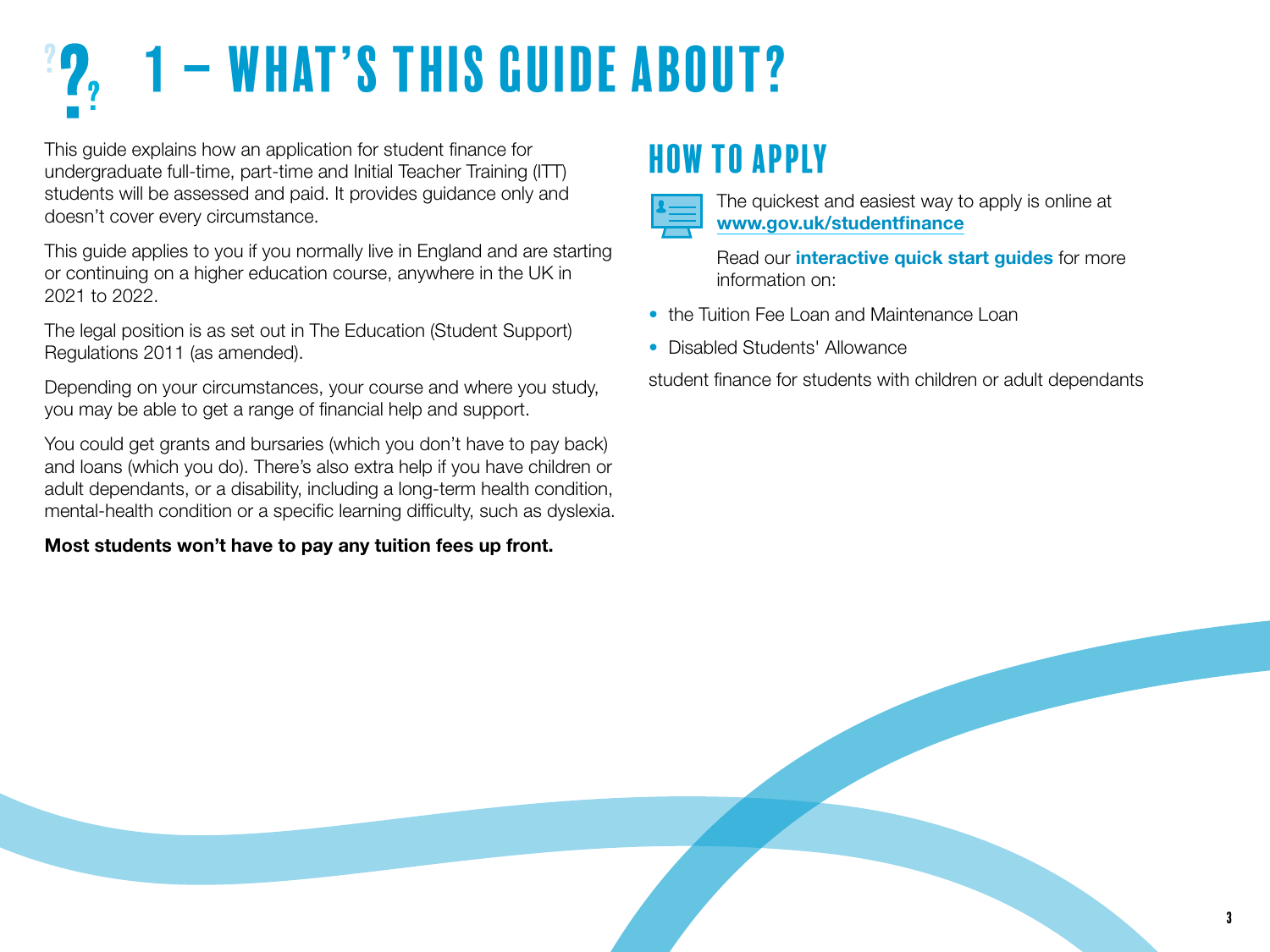# 1 – WHAT'S THIS GUIDE ABOUT?

This guide explains how an application for student finance for undergraduate full-time, part-time and Initial Teacher Training (ITT) students will be assessed and paid. It provides guidance only and doesn't cover every circumstance.

This guide applies to you if you normally live in England and are starting or continuing on a higher education course, anywhere in the UK in 2021 to 2022.

The legal position is as set out in The Education (Student Support) Regulations 2011 (as amended).

Depending on your circumstances, your course and where you study, you may be able to get a range of financial help and support.

You could get grants and bursaries (which you don't have to pay back) and loans (which you do). There's also extra help if you have children or adult dependants, or a disability, including a long-term health condition, mental-health condition or a specific learning difficulty, such as dyslexia.

**Most students won't have to pay any tuition fees up front.**

## HOW TO APPLY

The quickest and easiest way to apply is online at **www.gov.uk/studentfinance**

Read our **interactive quick start guides** for more information on:

- the Tuition Fee Loan and Maintenance Loan
- Disabled Students' Allowance

student finance for students with children or adult dependants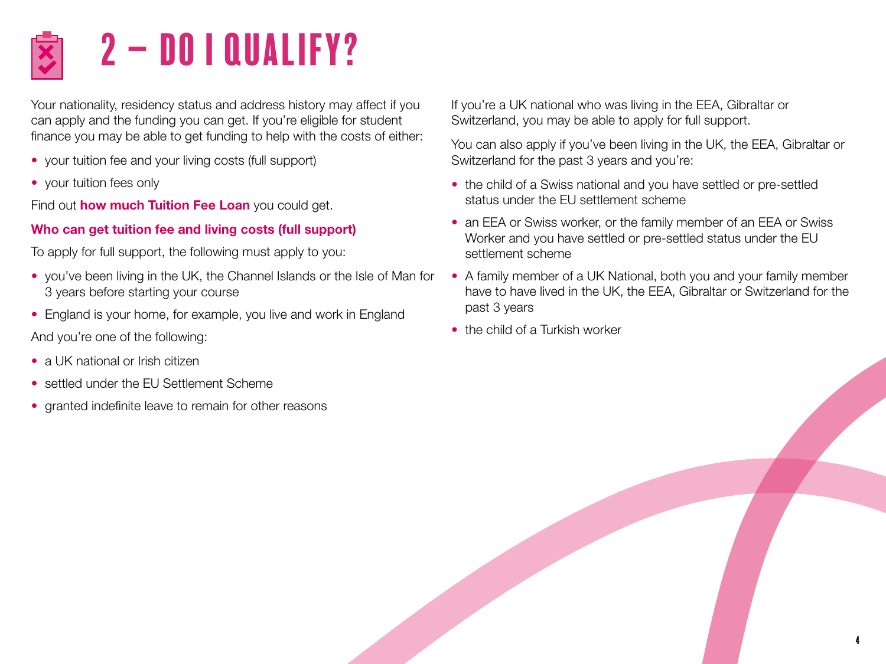# 2 – DO I QUALIFY?

Your nationality, residency status and address history may affect if you can apply and the funding you can get. If you're eligible for student finance you may be able to get funding to help with the costs of either:

- your tuition fee and your living costs (full support)
- your tuition fees only

Find out **how much Tuition Fee Loan** you could get.

**Who can get tuition fee and living costs (full support)**

To apply for full support, the following must apply to you:

- you've been living in the UK, the Channel Islands or the Isle of Man for 3 years before starting your course
- England is your home, for example, you live and work in England

And you're one of the following:

- a UK national or Irish citizen
- settled under the EU Settlement Scheme
- granted indefinite leave to remain for other reasons

If you're a UK national who was living in the EEA, Gibraltar or Switzerland, you may be able to apply for full support.

You can also apply if you've been living in the UK, the EEA, Gibraltar or Switzerland for the past 3 years and you're:

- the child of a Swiss national and you have settled or pre-settled status under the EU settlement scheme
- an EEA or Swiss worker, or the family member of an EEA or Swiss Worker and you have settled or pre-settled status under the EU settlement scheme
- A family member of a UK National, both you and your family member have to have lived in the UK, the EEA, Gibraltar or Switzerland for the past 3 years
- the child of a Turkish worker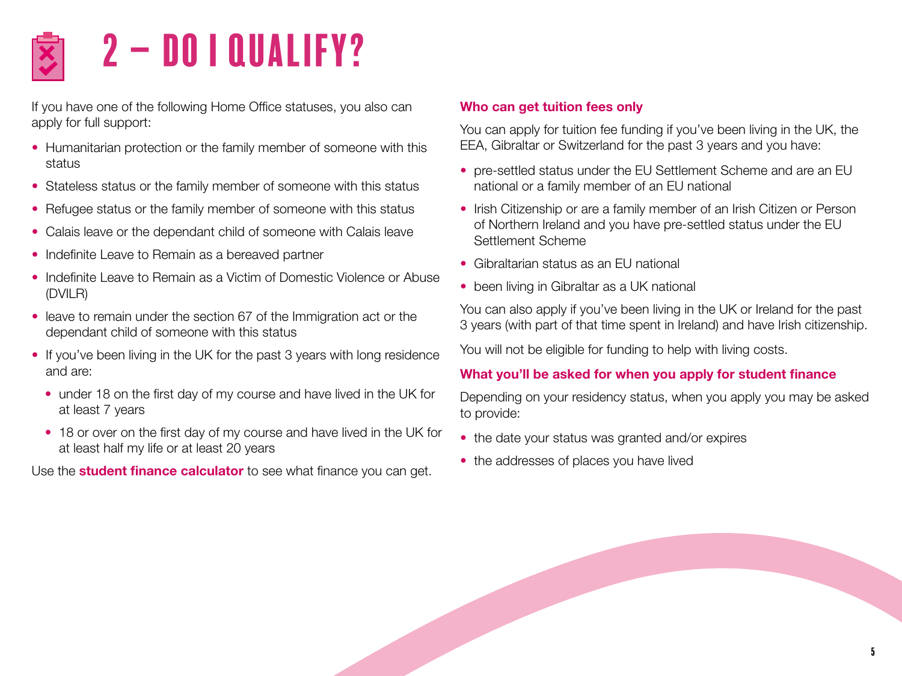# 2 – DO I QUALIFY?

If you have one of the following Home Office statuses, you also can apply for full support:

- Humanitarian protection or the family member of someone with this status
- Stateless status or the family member of someone with this status
- Refugee status or the family member of someone with this status
- Calais leave or the dependant child of someone with Calais leave
- Indefinite Leave to Remain as a bereaved partner
- Indefinite Leave to Remain as a Victim of Domestic Violence or Abuse (DVILR)
- leave to remain under the section 67 of the Immigration act or the dependant child of someone with this status
- If you've been living in the UK for the past 3 years with long residence and are:
  - under 18 on the first day of my course and have lived in the UK for at least 7 years
  - 18 or over on the first day of my course and have lived in the UK for at least half my life or at least 20 years

Use the **student finance calculator** to see what finance you can get.

### Who can get tuition fees only

You can apply for tuition fee funding if you've been living in the UK, the EEA, Gibraltar or Switzerland for the past 3 years and you have:

- pre-settled status under the EU Settlement Scheme and are an EU national or a family member of an EU national
- Irish Citizenship or are a family member of an Irish Citizen or Person of Northern Ireland and you have pre-settled status under the EU Settlement Scheme
- Gibraltarian status as an EU national
- been living in Gibraltar as a UK national

You can also apply if you've been living in the UK or Ireland for the past 3 years (with part of that time spent in Ireland) and have Irish citizenship.

You will not be eligible for funding to help with living costs.

### What you'll be asked for when you apply for student finance

Depending on your residency status, when you apply you may be asked to provide:

- the date your status was granted and/or expires
- the addresses of places you have lived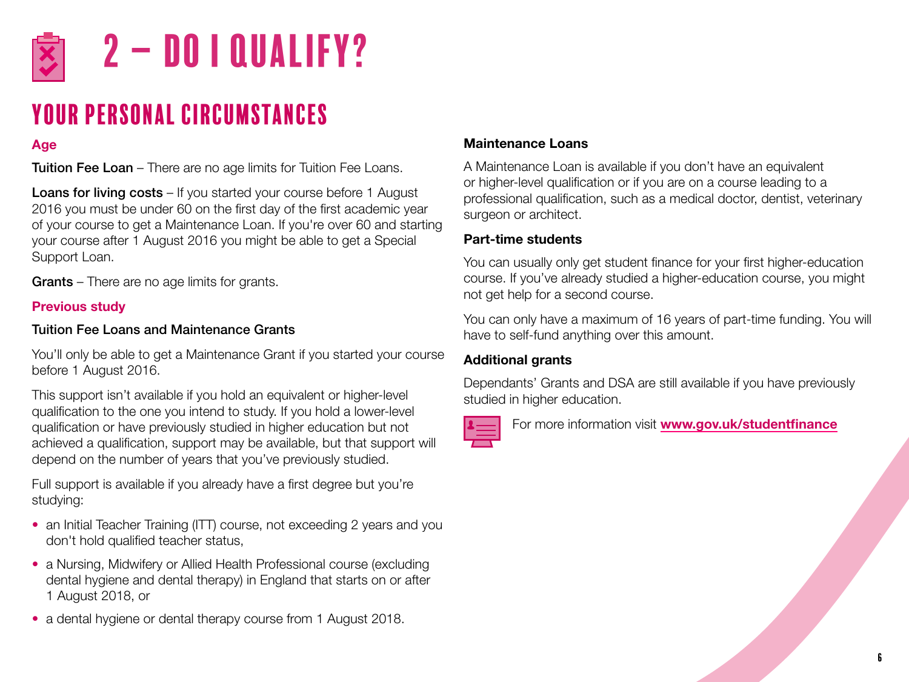# 2 – DO I QUALIFY?

## YOUR PERSONAL CIRCUMSTANCES

### Age

**Tuition Fee Loan** – There are no age limits for Tuition Fee Loans.

**Loans for living costs** – If you started your course before 1 August 2016 you must be under 60 on the first day of the first academic year of your course to get a Maintenance Loan. If you're over 60 and starting your course after 1 August 2016 you might be able to get a Special Support Loan.

**Grants** – There are no age limits for grants.

### Previous study

**Tuition Fee Loans and Maintenance Grants**

You'll only be able to get a Maintenance Grant if you started your course before 1 August 2016.

This support isn't available if you hold an equivalent or higher-level qualification to the one you intend to study. If you hold a lower-level qualification or have previously studied in higher education but not achieved a qualification, support may be available, but that support will depend on the number of years that you've previously studied.

Full support is available if you already have a first degree but you're studying:

- an Initial Teacher Training (ITT) course, not exceeding 2 years and you don't hold qualified teacher status,
- a Nursing, Midwifery or Allied Health Professional course (excluding dental hygiene and dental therapy) in England that starts on or after 1 August 2018, or
- a dental hygiene or dental therapy course from 1 August 2018.

**Maintenance Loans**

A Maintenance Loan is available if you don't have an equivalent or higher-level qualification or if you are on a course leading to a professional qualification, such as a medical doctor, dentist, veterinary surgeon or architect.

**Part-time students**

You can usually only get student finance for your first higher-education course. If you've already studied a higher-education course, you might not get help for a second course.

You can only have a maximum of 16 years of part-time funding. You will have to self-fund anything over this amount.

**Additional grants**

Dependants' Grants and DSA are still available if you have previously studied in higher education.

For more information visit **www.gov.uk/studentfinance**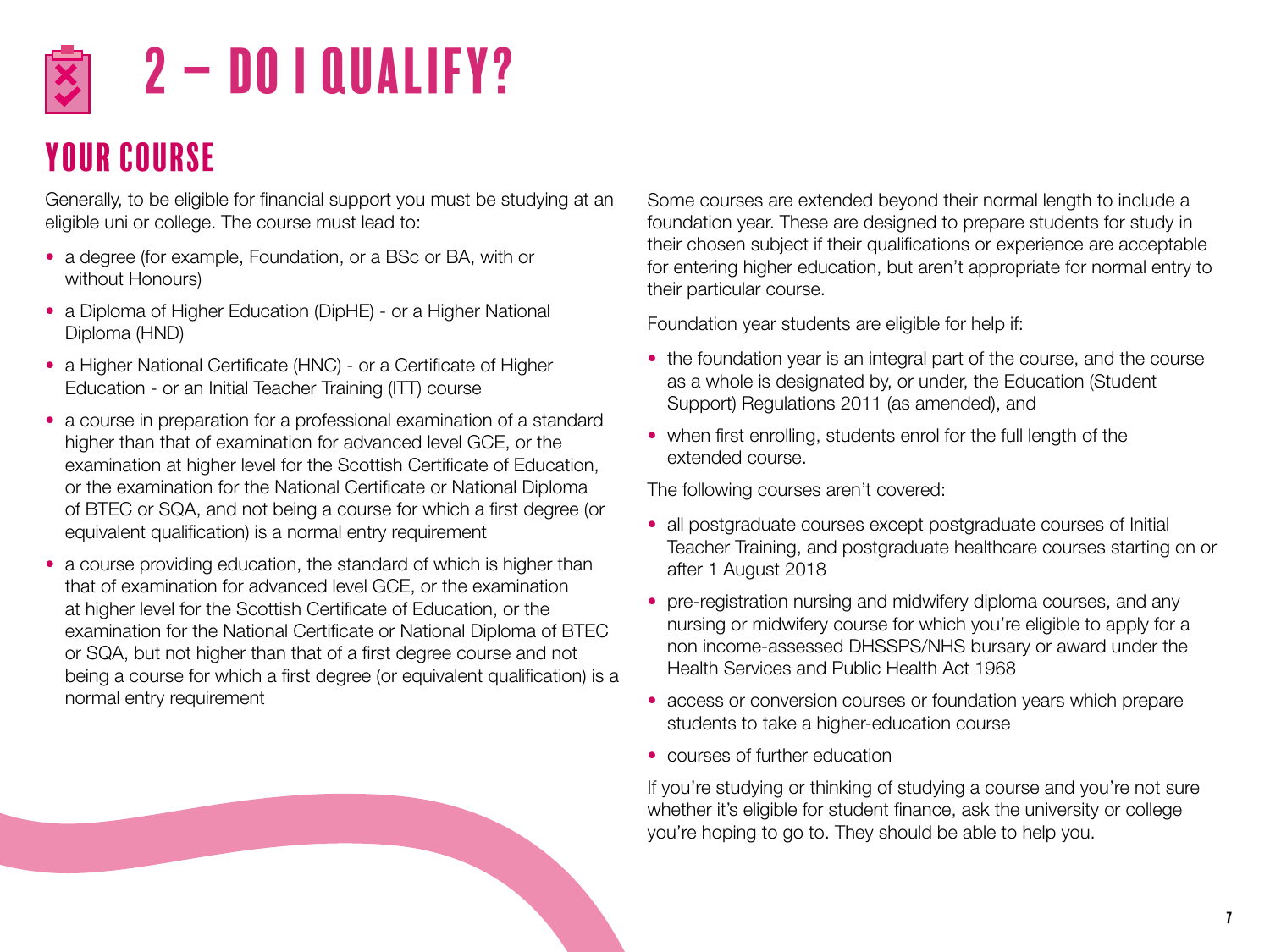# 2 – DO I QUALIFY?

## YOUR COURSE

Generally, to be eligible for financial support you must be studying at an eligible uni or college. The course must lead to:

- a degree (for example, Foundation, or a BSc or BA, with or without Honours)
- a Diploma of Higher Education (DipHE) - or a Higher National Diploma (HND)
- a Higher National Certificate (HNC) - or a Certificate of Higher Education - or an Initial Teacher Training (ITT) course
- a course in preparation for a professional examination of a standard higher than that of examination for advanced level GCE, or the examination at higher level for the Scottish Certificate of Education, or the examination for the National Certificate or National Diploma of BTEC or SQA, and not being a course for which a first degree (or equivalent qualification) is a normal entry requirement
- a course providing education, the standard of which is higher than that of examination for advanced level GCE, or the examination at higher level for the Scottish Certificate of Education, or the examination for the National Certificate or National Diploma of BTEC or SQA, but not higher than that of a first degree course and not being a course for which a first degree (or equivalent qualification) is a normal entry requirement

Some courses are extended beyond their normal length to include a foundation year. These are designed to prepare students for study in their chosen subject if their qualifications or experience are acceptable for entering higher education, but aren't appropriate for normal entry to their particular course.

Foundation year students are eligible for help if:

- the foundation year is an integral part of the course, and the course as a whole is designated by, or under, the Education (Student Support) Regulations 2011 (as amended), and
- when first enrolling, students enrol for the full length of the extended course.

The following courses aren't covered:

- all postgraduate courses except postgraduate courses of Initial Teacher Training, and postgraduate healthcare courses starting on or after 1 August 2018
- pre-registration nursing and midwifery diploma courses, and any nursing or midwifery course for which you're eligible to apply for a non income-assessed DHSSPS/NHS bursary or award under the Health Services and Public Health Act 1968
- access or conversion courses or foundation years which prepare students to take a higher-education course
- courses of further education

If you're studying or thinking of studying a course and you're not sure whether it's eligible for student finance, ask the university or college you're hoping to go to. They should be able to help you.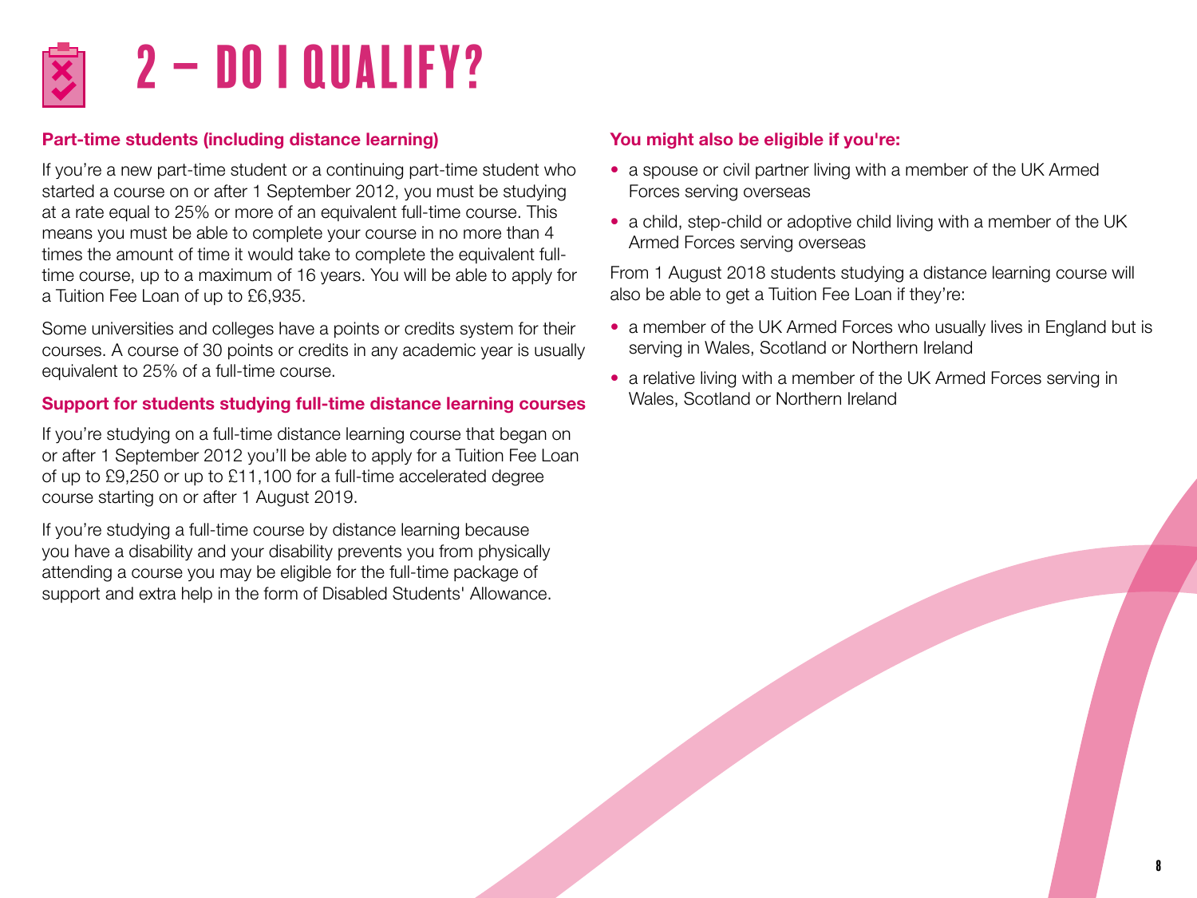# 2 – DO I QUALIFY?

**Part-time students (including distance learning)**

If you're a new part-time student or a continuing part-time student who started a course on or after 1 September 2012, you must be studying at a rate equal to 25% or more of an equivalent full-time course. This means you must be able to complete your course in no more than 4 times the amount of time it would take to complete the equivalent full-time course, up to a maximum of 16 years. You will be able to apply for a Tuition Fee Loan of up to £6,935.

Some universities and colleges have a points or credits system for their courses. A course of 30 points or credits in any academic year is usually equivalent to 25% of a full-time course.

**Support for students studying full-time distance learning courses**

If you're studying on a full-time distance learning course that began on or after 1 September 2012 you'll be able to apply for a Tuition Fee Loan of up to £9,250 or up to £11,100 for a full-time accelerated degree course starting on or after 1 August 2019.

If you're studying a full-time course by distance learning because you have a disability and your disability prevents you from physically attending a course you may be eligible for the full-time package of support and extra help in the form of Disabled Students' Allowance.

**You might also be eligible if you're:**

- a spouse or civil partner living with a member of the UK Armed Forces serving overseas
- a child, step-child or adoptive child living with a member of the UK Armed Forces serving overseas

From 1 August 2018 students studying a distance learning course will also be able to get a Tuition Fee Loan if they're:

- a member of the UK Armed Forces who usually lives in England but is serving in Wales, Scotland or Northern Ireland
- a relative living with a member of the UK Armed Forces serving in Wales, Scotland or Northern Ireland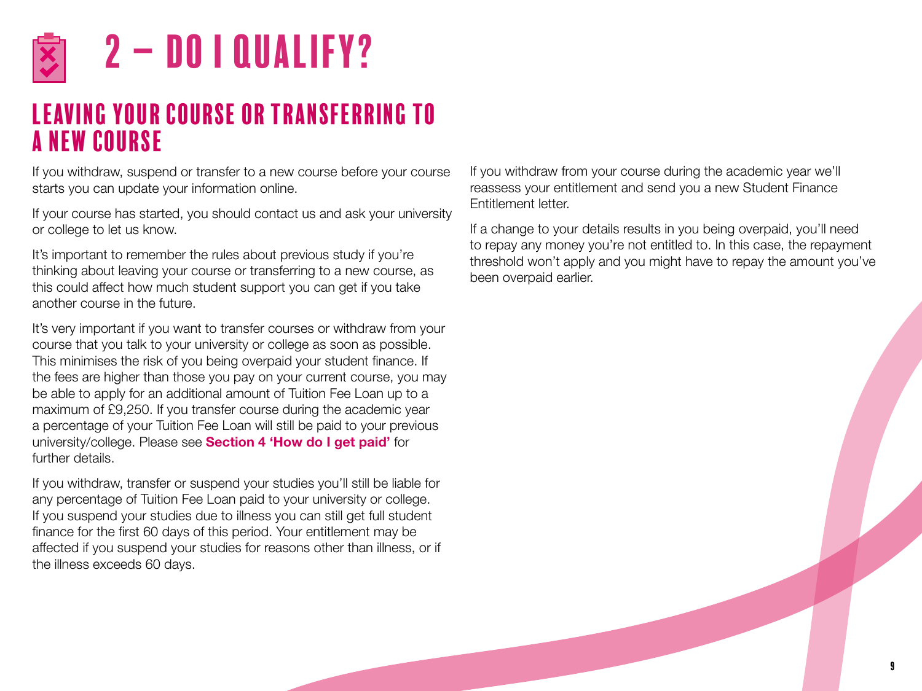# 2 – DO I QUALIFY?

## LEAVING YOUR COURSE OR TRANSFERRING TO A NEW COURSE

If you withdraw, suspend or transfer to a new course before your course starts you can update your information online.

If your course has started, you should contact us and ask your university or college to let us know.

It's important to remember the rules about previous study if you're thinking about leaving your course or transferring to a new course, as this could affect how much student support you can get if you take another course in the future.

It's very important if you want to transfer courses or withdraw from your course that you talk to your university or college as soon as possible. This minimises the risk of you being overpaid your student finance. If the fees are higher than those you pay on your current course, you may be able to apply for an additional amount of Tuition Fee Loan up to a maximum of £9,250. If you transfer course during the academic year a percentage of your Tuition Fee Loan will still be paid to your previous university/college. Please see **Section 4 'How do I get paid'** for further details.

If you withdraw, transfer or suspend your studies you'll still be liable for any percentage of Tuition Fee Loan paid to your university or college. If you suspend your studies due to illness you can still get full student finance for the first 60 days of this period. Your entitlement may be affected if you suspend your studies for reasons other than illness, or if the illness exceeds 60 days.

If you withdraw from your course during the academic year we'll reassess your entitlement and send you a new Student Finance Entitlement letter.

If a change to your details results in you being overpaid, you'll need to repay any money you're not entitled to. In this case, the repayment threshold won't apply and you might have to repay the amount you've been overpaid earlier.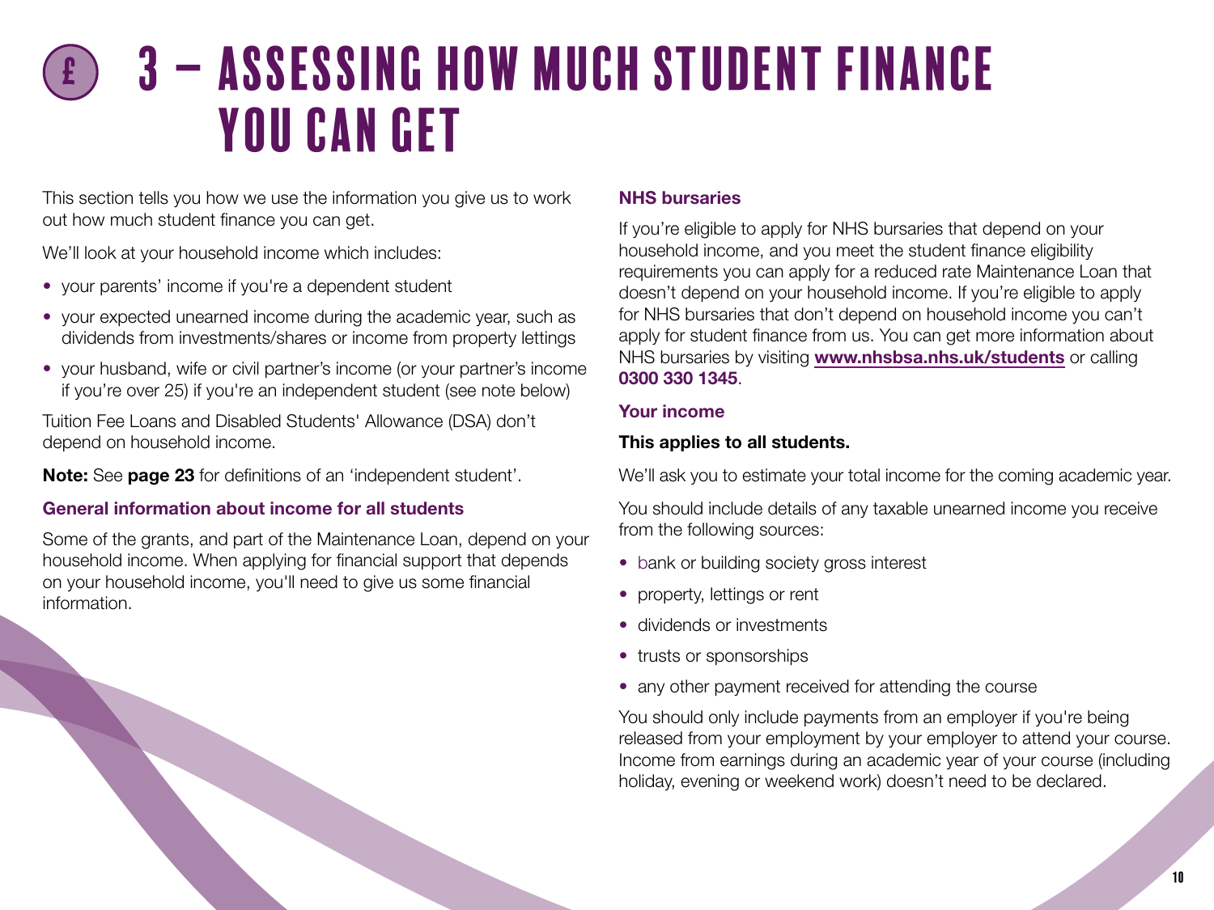# 3 – ASSESSING HOW MUCH STUDENT FINANCE YOU CAN GET

This section tells you how we use the information you give us to work out how much student finance you can get.

We'll look at your household income which includes:

- your parents' income if you're a dependent student
- your expected unearned income during the academic year, such as dividends from investments/shares or income from property lettings
- your husband, wife or civil partner's income (or your partner's income if you're over 25) if you're an independent student (see note below)

Tuition Fee Loans and Disabled Students' Allowance (DSA) don't depend on household income.

**Note:** See **page 23** for definitions of an 'independent student'.

### General information about income for all students

Some of the grants, and part of the Maintenance Loan, depend on your household income. When applying for financial support that depends on your household income, you'll need to give us some financial information.

### NHS bursaries

If you're eligible to apply for NHS bursaries that depend on your household income, and you meet the student finance eligibility requirements you can apply for a reduced rate Maintenance Loan that doesn't depend on your household income. If you're eligible to apply for NHS bursaries that don't depend on household income you can't apply for student finance from us. You can get more information about NHS bursaries by visiting **www.nhsbsa.nhs.uk/students** or calling **0300 330 1345**.

### Your income

**This applies to all students.**

We'll ask you to estimate your total income for the coming academic year.

You should include details of any taxable unearned income you receive from the following sources:

- bank or building society gross interest
- property, lettings or rent
- dividends or investments
- trusts or sponsorships
- any other payment received for attending the course

You should only include payments from an employer if you're being released from your employment by your employer to attend your course. Income from earnings during an academic year of your course (including holiday, evening or weekend work) doesn't need to be declared.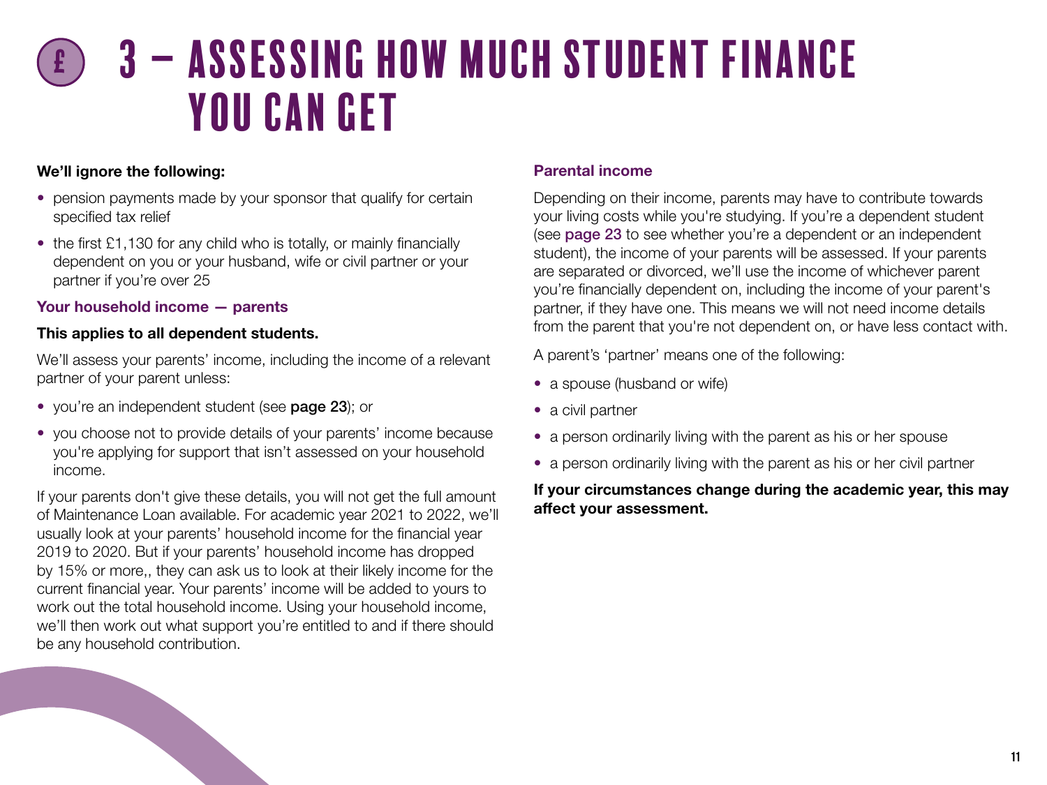# 3 – ASSESSING HOW MUCH STUDENT FINANCE YOU CAN GET

**We'll ignore the following:**

- pension payments made by your sponsor that qualify for certain specified tax relief
- the first £1,130 for any child who is totally, or mainly financially dependent on you or your husband, wife or civil partner or your partner if you're over 25

### Your household income — parents

**This applies to all dependent students.**

We'll assess your parents' income, including the income of a relevant partner of your parent unless:

- you're an independent student (see **page 23**); or
- you choose not to provide details of your parents' income because you're applying for support that isn't assessed on your household income.

If your parents don't give these details, you will not get the full amount of Maintenance Loan available. For academic year 2021 to 2022, we'll usually look at your parents' household income for the financial year 2019 to 2020. But if your parents' household income has dropped by 15% or more,, they can ask us to look at their likely income for the current financial year. Your parents' income will be added to yours to work out the total household income. Using your household income, we'll then work out what support you're entitled to and if there should be any household contribution.

### Parental income

Depending on their income, parents may have to contribute towards your living costs while you're studying. If you're a dependent student (see **page 23** to see whether you're a dependent or an independent student), the income of your parents will be assessed. If your parents are separated or divorced, we'll use the income of whichever parent you're financially dependent on, including the income of your parent's partner, if they have one. This means we will not need income details from the parent that you're not dependent on, or have less contact with.

A parent's 'partner' means one of the following:

- a spouse (husband or wife)
- a civil partner
- a person ordinarily living with the parent as his or her spouse
- a person ordinarily living with the parent as his or her civil partner

**If your circumstances change during the academic year, this may affect your assessment.**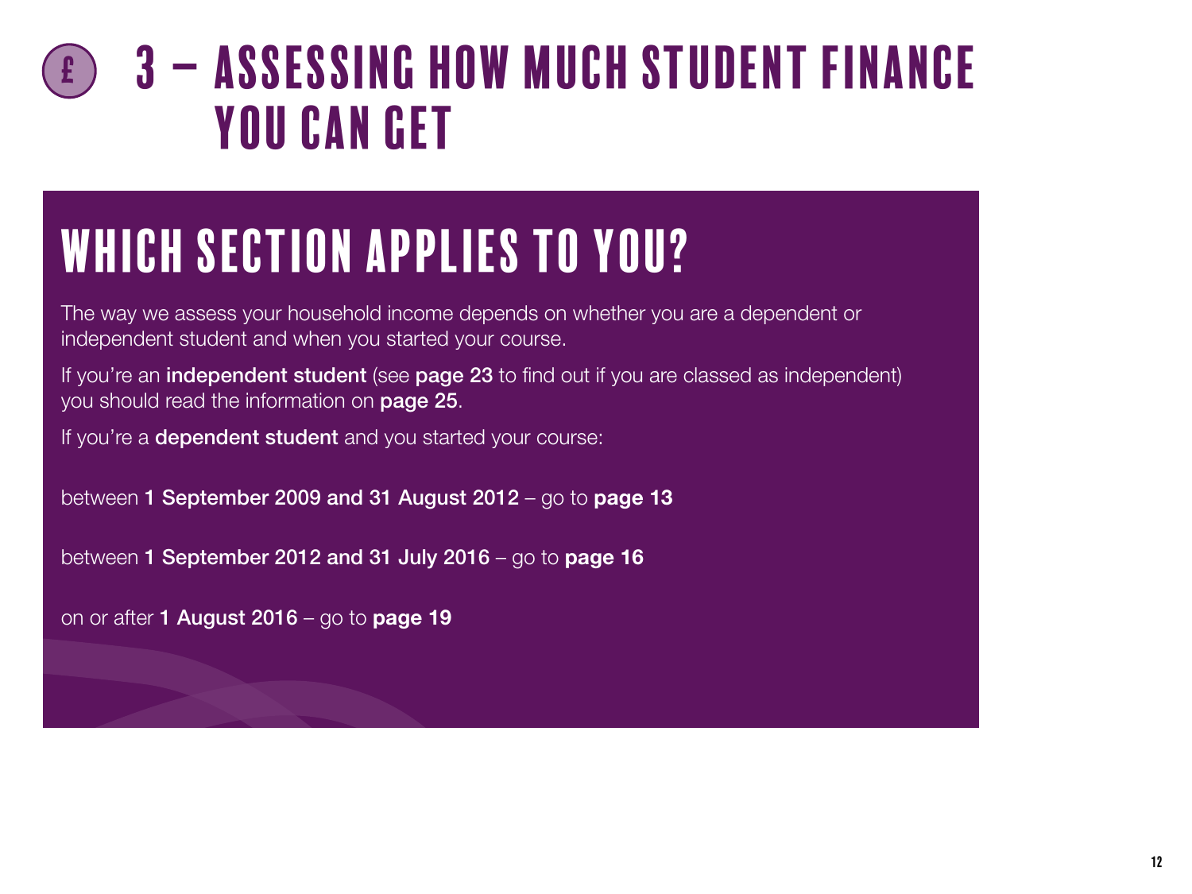# 3 – ASSESSING HOW MUCH STUDENT FINANCE YOU CAN GET

## WHICH SECTION APPLIES TO YOU?

The way we assess your household income depends on whether you are a dependent or independent student and when you started your course.

If you're an **independent student** (see **page 23** to find out if you are classed as independent) you should read the information on **page 25**.

If you're a **dependent student** and you started your course:

between **1 September 2009 and 31 August 2012** – go to **page 13**

between **1 September 2012 and 31 July 2016** – go to **page 16**

on or after **1 August 2016** – go to **page 19**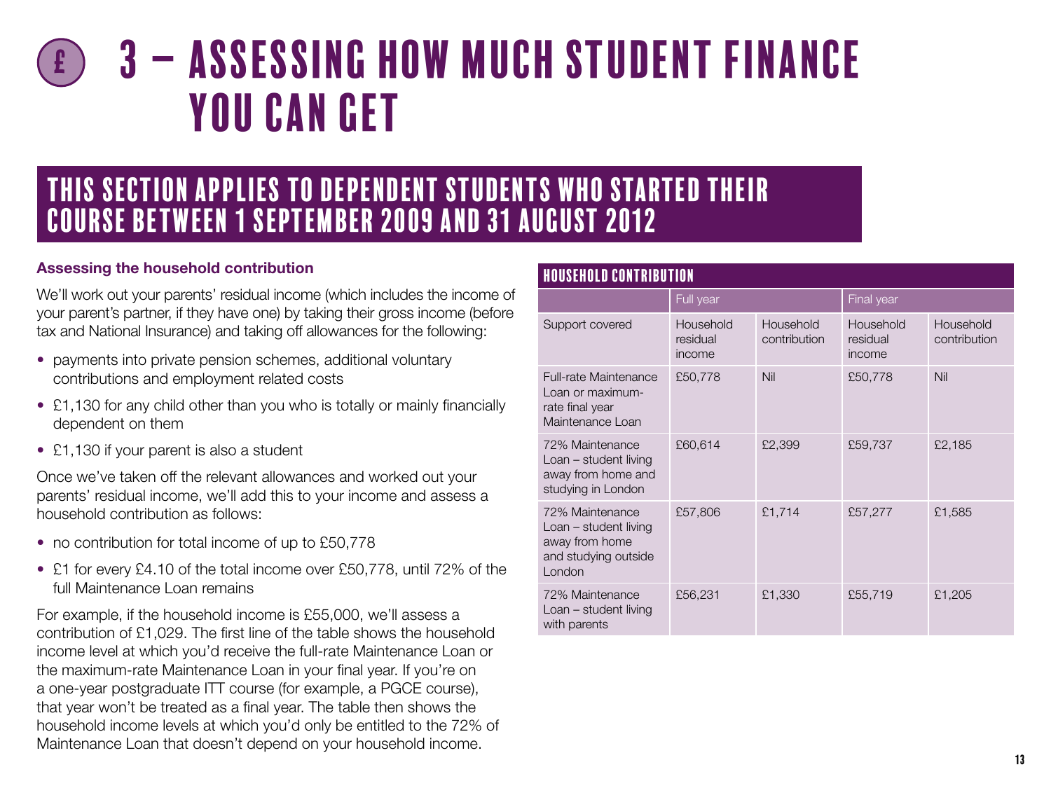# 3 – ASSESSING HOW MUCH STUDENT FINANCE YOU CAN GET

## THIS SECTION APPLIES TO DEPENDENT STUDENTS WHO STARTED THEIR COURSE BETWEEN 1 SEPTEMBER 2009 AND 31 AUGUST 2012

**Assessing the household contribution**

We'll work out your parents' residual income (which includes the income of your parent's partner, if they have one) by taking their gross income (before tax and National Insurance) and taking off allowances for the following:

- payments into private pension schemes, additional voluntary contributions and employment related costs
- £1,130 for any child other than you who is totally or mainly financially dependent on them
- £1,130 if your parent is also a student

Once we've taken off the relevant allowances and worked out your parents' residual income, we'll add this to your income and assess a household contribution as follows:

- no contribution for total income of up to £50,778
- £1 for every £4.10 of the total income over £50,778, until 72% of the full Maintenance Loan remains

For example, if the household income is £55,000, we'll assess a contribution of £1,029. The first line of the table shows the household income level at which you'd receive the full-rate Maintenance Loan or the maximum-rate Maintenance Loan in your final year. If you're on a one-year postgraduate ITT course (for example, a PGCE course), that year won't be treated as a final year. The table then shows the household income levels at which you'd only be entitled to the 72% of Maintenance Loan that doesn't depend on your household income.

### HOUSEHOLD CONTRIBUTION

| | Full year | | Final year | |
|---|---|---|---|---|
| Support covered | Household residual income | Household contribution | Household residual income | Household contribution |
| Full-rate Maintenance Loan or maximum-rate final year Maintenance Loan | £50,778 | Nil | £50,778 | Nil |
| 72% Maintenance Loan – student living away from home and studying in London | £60,614 | £2,399 | £59,737 | £2,185 |
| 72% Maintenance Loan – student living away from home and studying outside London | £57,806 | £1,714 | £57,277 | £1,585 |
| 72% Maintenance Loan – student living with parents | £56,231 | £1,330 | £55,719 | £1,205 |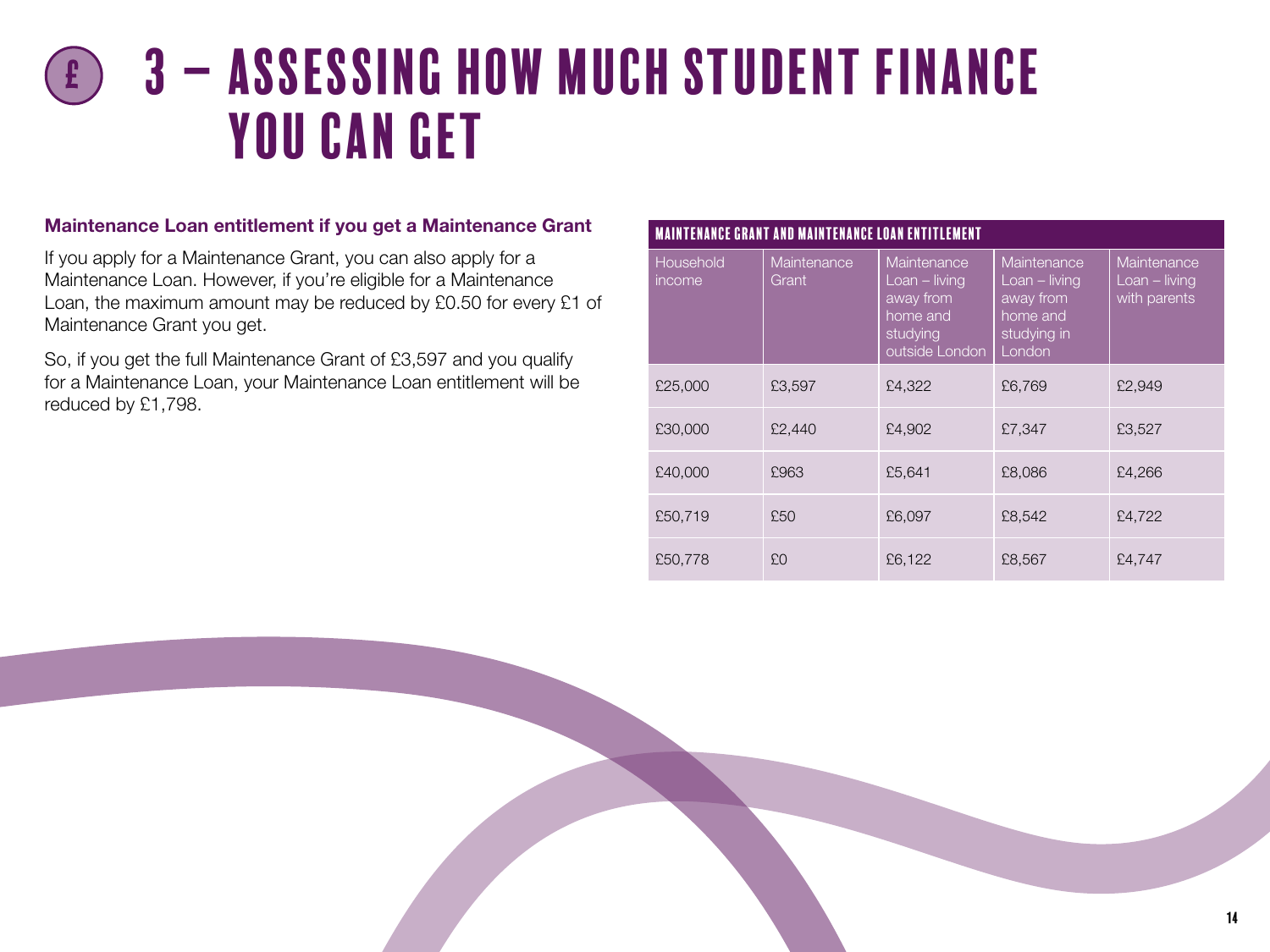# 3 – ASSESSING HOW MUCH STUDENT FINANCE YOU CAN GET

### Maintenance Loan entitlement if you get a Maintenance Grant

If you apply for a Maintenance Grant, you can also apply for a Maintenance Loan. However, if you're eligible for a Maintenance Loan, the maximum amount may be reduced by £0.50 for every £1 of Maintenance Grant you get.

So, if you get the full Maintenance Grant of £3,597 and you qualify for a Maintenance Loan, your Maintenance Loan entitlement will be reduced by £1,798.

**MAINTENANCE GRANT AND MAINTENANCE LOAN ENTITLEMENT**

| Household income | Maintenance Grant | Maintenance Loan – living away from home and studying outside London | Maintenance Loan – living away from home and studying in London | Maintenance Loan – living with parents |
|---|---|---|---|---|
| £25,000 | £3,597 | £4,322 | £6,769 | £2,949 |
| £30,000 | £2,440 | £4,902 | £7,347 | £3,527 |
| £40,000 | £963 | £5,641 | £8,086 | £4,266 |
| £50,719 | £50 | £6,097 | £8,542 | £4,722 |
| £50,778 | £0 | £6,122 | £8,567 | £4,747 |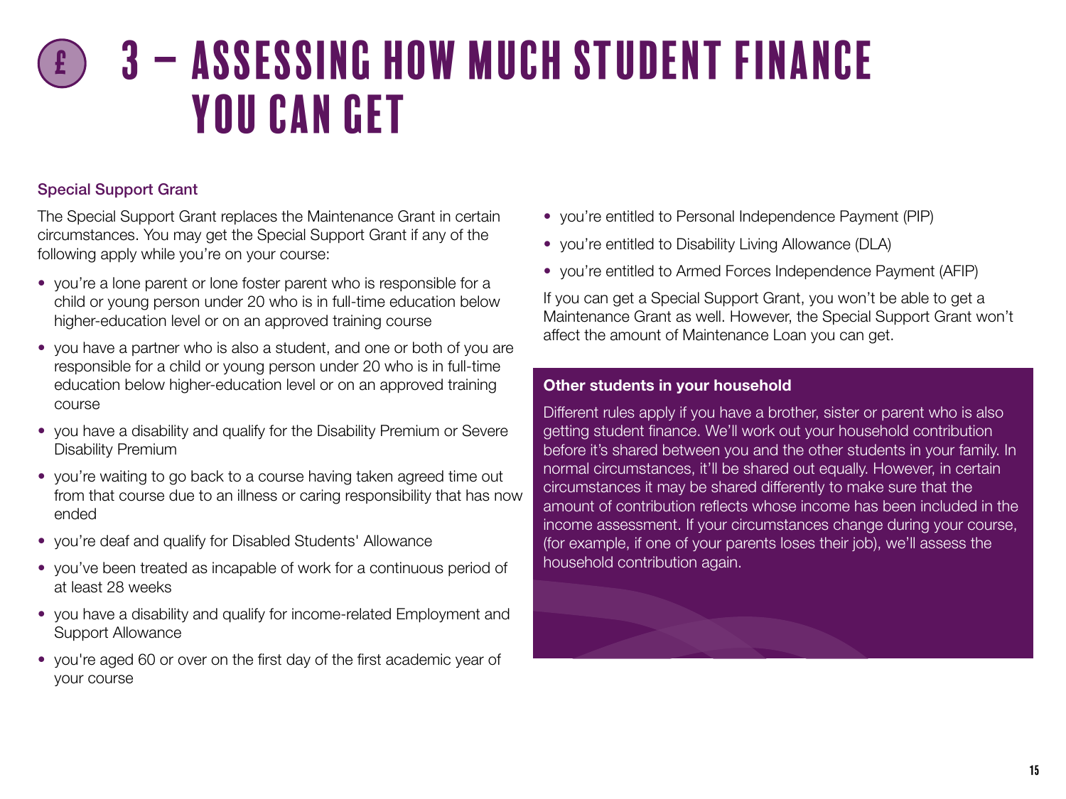# 3 – ASSESSING HOW MUCH STUDENT FINANCE YOU CAN GET

### Special Support Grant

The Special Support Grant replaces the Maintenance Grant in certain circumstances. You may get the Special Support Grant if any of the following apply while you're on your course:

- you're a lone parent or lone foster parent who is responsible for a child or young person under 20 who is in full-time education below higher-education level or on an approved training course
- you have a partner who is also a student, and one or both of you are responsible for a child or young person under 20 who is in full-time education below higher-education level or on an approved training course
- you have a disability and qualify for the Disability Premium or Severe Disability Premium
- you're waiting to go back to a course having taken agreed time out from that course due to an illness or caring responsibility that has now ended
- you're deaf and qualify for Disabled Students' Allowance
- you've been treated as incapable of work for a continuous period of at least 28 weeks
- you have a disability and qualify for income-related Employment and Support Allowance
- you're aged 60 or over on the first day of the first academic year of your course
- you're entitled to Personal Independence Payment (PIP)
- you're entitled to Disability Living Allowance (DLA)
- you're entitled to Armed Forces Independence Payment (AFIP)

If you can get a Special Support Grant, you won't be able to get a Maintenance Grant as well. However, the Special Support Grant won't affect the amount of Maintenance Loan you can get.

**Other students in your household**

Different rules apply if you have a brother, sister or parent who is also getting student finance. We'll work out your household contribution before it's shared between you and the other students in your family. In normal circumstances, it'll be shared out equally. However, in certain circumstances it may be shared differently to make sure that the amount of contribution reflects whose income has been included in the income assessment. If your circumstances change during your course, (for example, if one of your parents loses their job), we'll assess the household contribution again.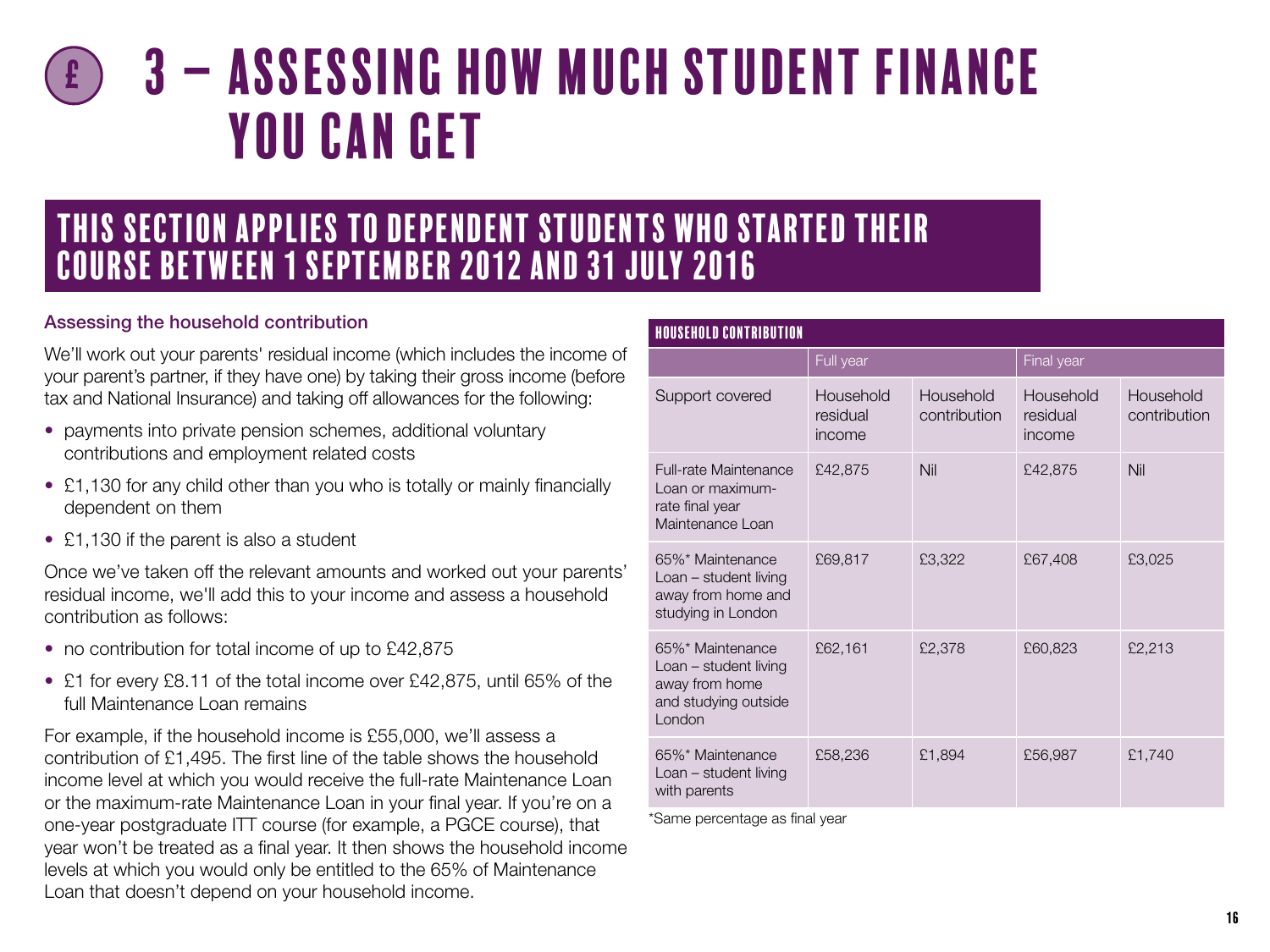# 3 – ASSESSING HOW MUCH STUDENT FINANCE YOU CAN GET

## THIS SECTION APPLIES TO DEPENDENT STUDENTS WHO STARTED THEIR COURSE BETWEEN 1 SEPTEMBER 2012 AND 31 JULY 2016

### Assessing the household contribution

We'll work out your parents' residual income (which includes the income of your parent's partner, if they have one) by taking their gross income (before tax and National Insurance) and taking off allowances for the following:

- payments into private pension schemes, additional voluntary contributions and employment related costs
- £1,130 for any child other than you who is totally or mainly financially dependent on them
- £1,130 if the parent is also a student

Once we've taken off the relevant amounts and worked out your parents' residual income, we'll add this to your income and assess a household contribution as follows:

- no contribution for total income of up to £42,875
- £1 for every £8.11 of the total income over £42,875, until 65% of the full Maintenance Loan remains

For example, if the household income is £55,000, we'll assess a contribution of £1,495. The first line of the table shows the household income level at which you would receive the full-rate Maintenance Loan or the maximum-rate Maintenance Loan in your final year. If you're on a one-year postgraduate ITT course (for example, a PGCE course), that year won't be treated as a final year. It then shows the household income levels at which you would only be entitled to the 65% of Maintenance Loan that doesn't depend on your household income.

**HOUSEHOLD CONTRIBUTION**

| | Full year | | Final year | |
|---|---|---|---|---|
| Support covered | Household residual income | Household contribution | Household residual income | Household contribution |
| Full-rate Maintenance Loan or maximum-rate final year Maintenance Loan | £42,875 | Nil | £42,875 | Nil |
| 65%* Maintenance Loan – student living away from home and studying in London | £69,817 | £3,322 | £67,408 | £3,025 |
| 65%* Maintenance Loan – student living away from home and studying outside London | £62,161 | £2,378 | £60,823 | £2,213 |
| 65%* Maintenance Loan – student living with parents | £58,236 | £1,894 | £56,987 | £1,740 |

*Same percentage as final year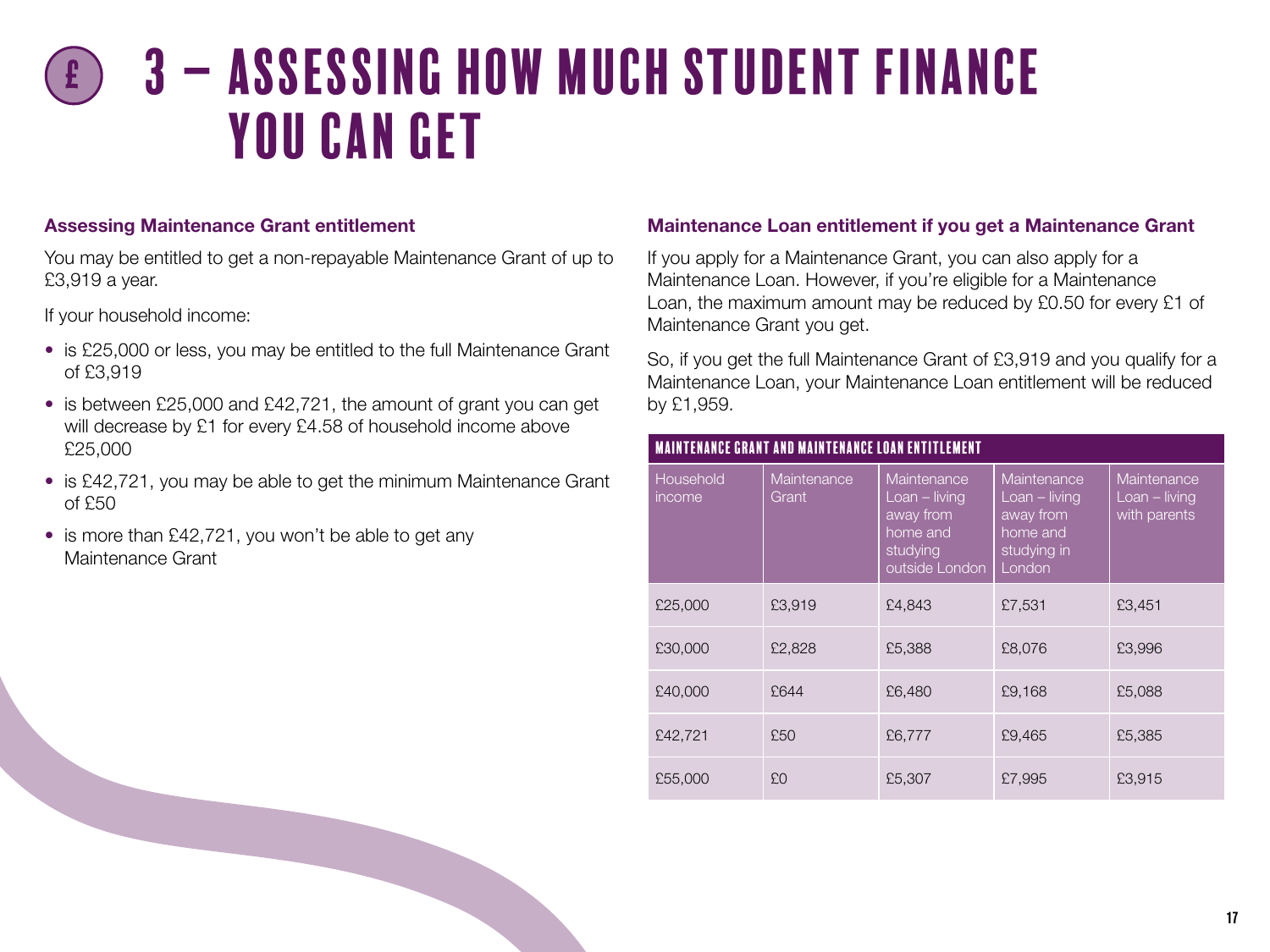# 3 – ASSESSING HOW MUCH STUDENT FINANCE YOU CAN GET

### Assessing Maintenance Grant entitlement

You may be entitled to get a non-repayable Maintenance Grant of up to £3,919 a year.

If your household income:

- is £25,000 or less, you may be entitled to the full Maintenance Grant of £3,919
- is between £25,000 and £42,721, the amount of grant you can get will decrease by £1 for every £4.58 of household income above £25,000
- is £42,721, you may be able to get the minimum Maintenance Grant of £50
- is more than £42,721, you won't be able to get any Maintenance Grant

### Maintenance Loan entitlement if you get a Maintenance Grant

If you apply for a Maintenance Grant, you can also apply for a Maintenance Loan. However, if you're eligible for a Maintenance Loan, the maximum amount may be reduced by £0.50 for every £1 of Maintenance Grant you get.

So, if you get the full Maintenance Grant of £3,919 and you qualify for a Maintenance Loan, your Maintenance Loan entitlement will be reduced by £1,959.

**MAINTENANCE GRANT AND MAINTENANCE LOAN ENTITLEMENT**

| Household income | Maintenance Grant | Maintenance Loan – living away from home and studying outside London | Maintenance Loan – living away from home and studying in London | Maintenance Loan – living with parents |
|---|---|---|---|---|
| £25,000 | £3,919 | £4,843 | £7,531 | £3,451 |
| £30,000 | £2,828 | £5,388 | £8,076 | £3,996 |
| £40,000 | £644 | £6,480 | £9,168 | £5,088 |
| £42,721 | £50 | £6,777 | £9,465 | £5,385 |
| £55,000 | £0 | £5,307 | £7,995 | £3,915 |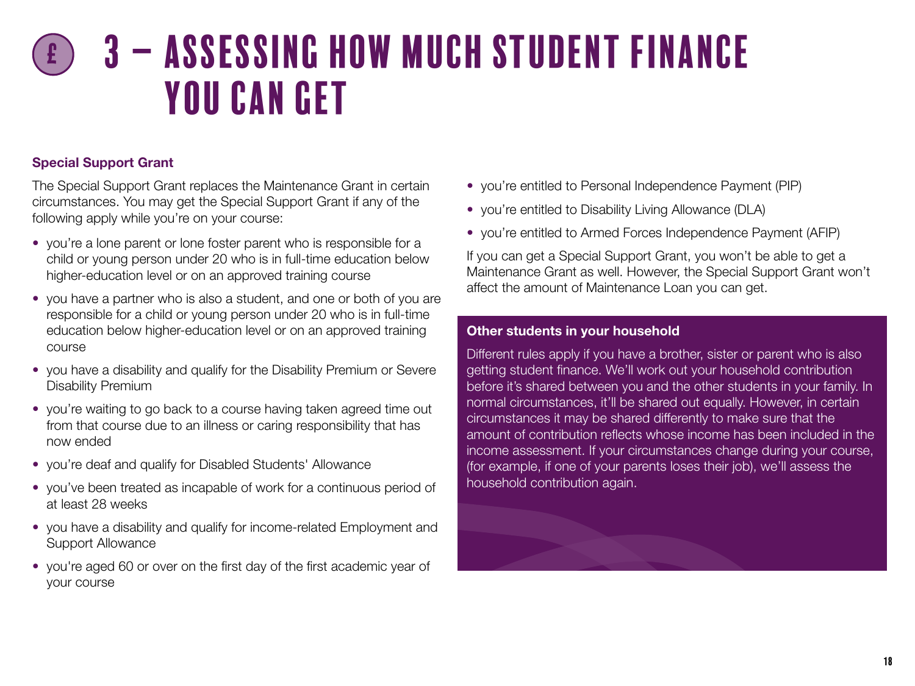# 3 – ASSESSING HOW MUCH STUDENT FINANCE YOU CAN GET

### Special Support Grant

The Special Support Grant replaces the Maintenance Grant in certain circumstances. You may get the Special Support Grant if any of the following apply while you're on your course:

- you're a lone parent or lone foster parent who is responsible for a child or young person under 20 who is in full-time education below higher-education level or on an approved training course
- you have a partner who is also a student, and one or both of you are responsible for a child or young person under 20 who is in full-time education below higher-education level or on an approved training course
- you have a disability and qualify for the Disability Premium or Severe Disability Premium
- you're waiting to go back to a course having taken agreed time out from that course due to an illness or caring responsibility that has now ended
- you're deaf and qualify for Disabled Students' Allowance
- you've been treated as incapable of work for a continuous period of at least 28 weeks
- you have a disability and qualify for income-related Employment and Support Allowance
- you're aged 60 or over on the first day of the first academic year of your course
- you're entitled to Personal Independence Payment (PIP)
- you're entitled to Disability Living Allowance (DLA)
- you're entitled to Armed Forces Independence Payment (AFIP)

If you can get a Special Support Grant, you won't be able to get a Maintenance Grant as well. However, the Special Support Grant won't affect the amount of Maintenance Loan you can get.

### Other students in your household

Different rules apply if you have a brother, sister or parent who is also getting student finance. We'll work out your household contribution before it's shared between you and the other students in your family. In normal circumstances, it'll be shared out equally. However, in certain circumstances it may be shared differently to make sure that the amount of contribution reflects whose income has been included in the income assessment. If your circumstances change during your course, (for example, if one of your parents loses their job), we'll assess the household contribution again.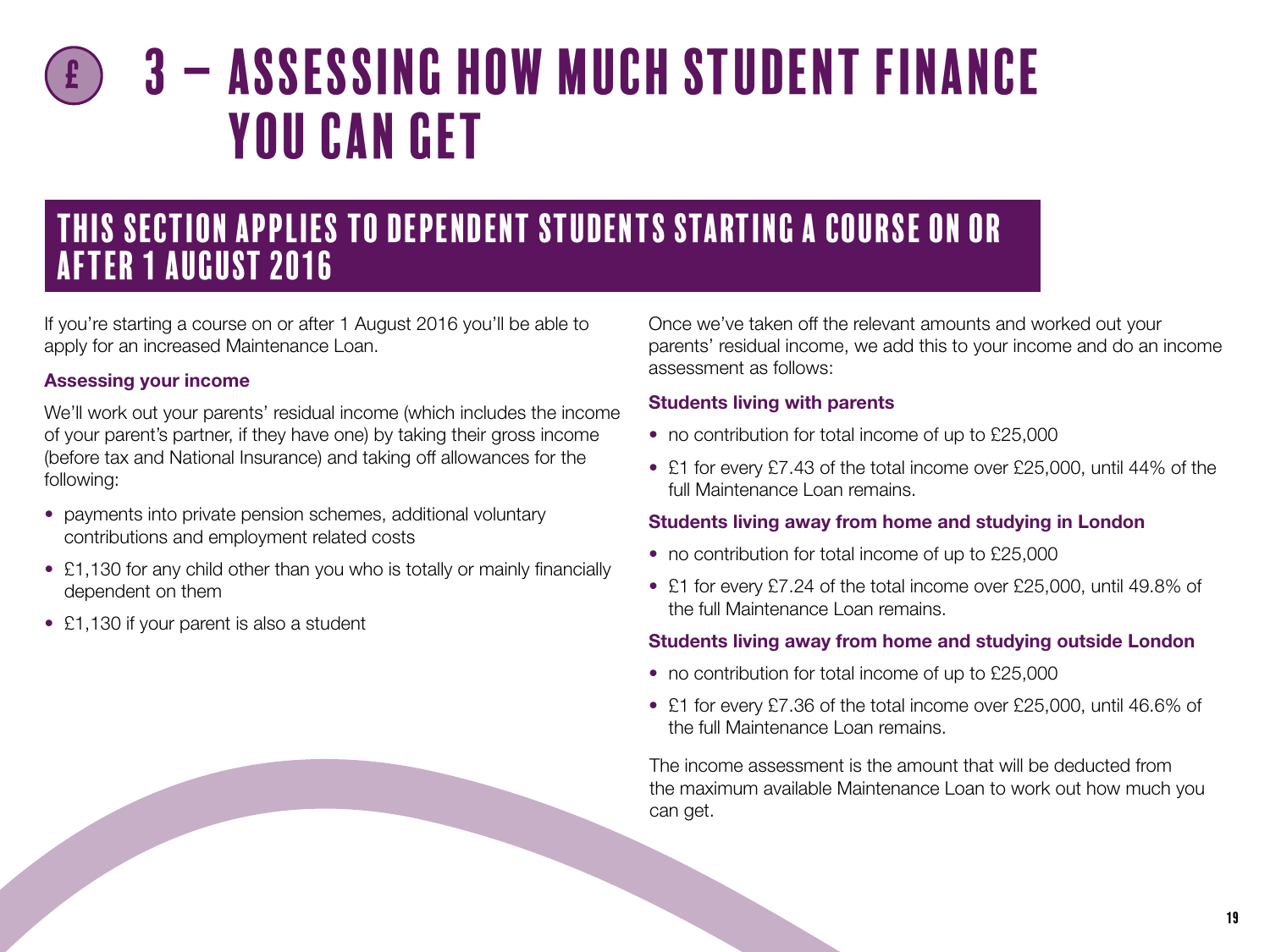# 3 – ASSESSING HOW MUCH STUDENT FINANCE YOU CAN GET

## THIS SECTION APPLIES TO DEPENDENT STUDENTS STARTING A COURSE ON OR AFTER 1 AUGUST 2016

If you're starting a course on or after 1 August 2016 you'll be able to apply for an increased Maintenance Loan.

### Assessing your income

We'll work out your parents' residual income (which includes the income of your parent's partner, if they have one) by taking their gross income (before tax and National Insurance) and taking off allowances for the following:

- payments into private pension schemes, additional voluntary contributions and employment related costs
- £1,130 for any child other than you who is totally or mainly financially dependent on them
- £1,130 if your parent is also a student

Once we've taken off the relevant amounts and worked out your parents' residual income, we add this to your income and do an income assessment as follows:

### Students living with parents

- no contribution for total income of up to £25,000
- £1 for every £7.43 of the total income over £25,000, until 44% of the full Maintenance Loan remains.

### Students living away from home and studying in London

- no contribution for total income of up to £25,000
- £1 for every £7.24 of the total income over £25,000, until 49.8% of the full Maintenance Loan remains.

### Students living away from home and studying outside London

- no contribution for total income of up to £25,000
- £1 for every £7.36 of the total income over £25,000, until 46.6% of the full Maintenance Loan remains.

The income assessment is the amount that will be deducted from the maximum available Maintenance Loan to work out how much you can get.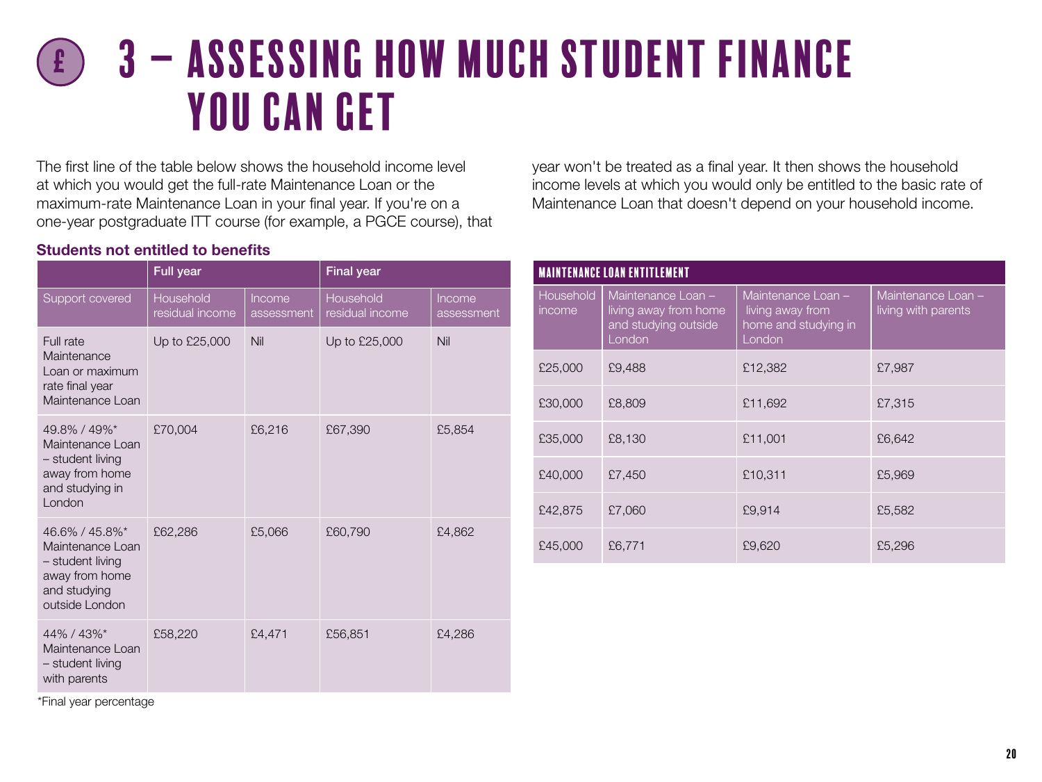# 3 – ASSESSING HOW MUCH STUDENT FINANCE YOU CAN GET

The first line of the table below shows the household income level at which you would get the full-rate Maintenance Loan or the maximum-rate Maintenance Loan in your final year. If you're on a one-year postgraduate ITT course (for example, a PGCE course), that year won't be treated as a final year. It then shows the household income levels at which you would only be entitled to the basic rate of Maintenance Loan that doesn't depend on your household income.

**Students not entitled to benefits**

| | Full year | | Final year | |
|---|---|---|---|---|
| Support covered | Household residual income | Income assessment | Household residual income | Income assessment |
| Full rate Maintenance Loan or maximum rate final year Maintenance Loan | Up to £25,000 | Nil | Up to £25,000 | Nil |
| 49.8% / 49%* Maintenance Loan – student living away from home and studying in London | £70,004 | £6,216 | £67,390 | £5,854 |
| 46.6% / 45.8%* Maintenance Loan – student living away from home and studying outside London | £62,286 | £5,066 | £60,790 | £4,862 |
| 44% / 43%* Maintenance Loan – student living with parents | £58,220 | £4,471 | £56,851 | £4,286 |

*Final year percentage

**MAINTENANCE LOAN ENTITLEMENT**

| Household income | Maintenance Loan – living away from home and studying outside London | Maintenance Loan – living away from home and studying in London | Maintenance Loan – living with parents |
|---|---|---|---|
| £25,000 | £9,488 | £12,382 | £7,987 |
| £30,000 | £8,809 | £11,692 | £7,315 |
| £35,000 | £8,130 | £11,001 | £6,642 |
| £40,000 | £7,450 | £10,311 | £5,969 |
| £42,875 | £7,060 | £9,914 | £5,582 |
| £45,000 | £6,771 | £9,620 | £5,296 |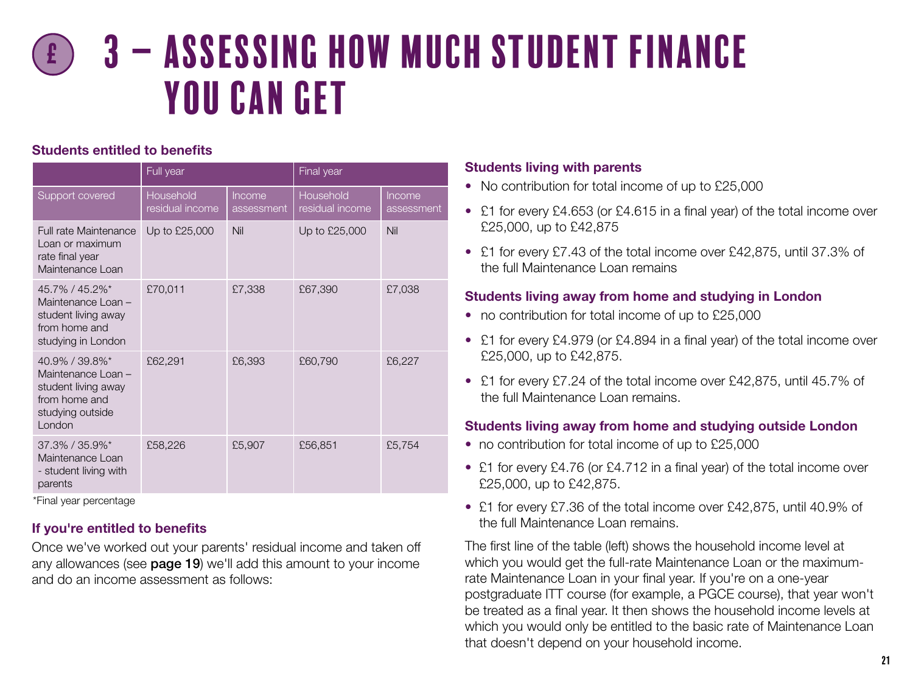# 3 – ASSESSING HOW MUCH STUDENT FINANCE YOU CAN GET

### Students entitled to benefits

| | Full year | | Final year | |
|---|---|---|---|---|
| Support covered | Household residual income | Income assessment | Household residual income | Income assessment |
| Full rate Maintenance Loan or maximum rate final year Maintenance Loan | Up to £25,000 | Nil | Up to £25,000 | Nil |
| 45.7% / 45.2%* Maintenance Loan – student living away from home and studying in London | £70,011 | £7,338 | £67,390 | £7,038 |
| 40.9% / 39.8%* Maintenance Loan – student living away from home and studying outside London | £62,291 | £6,393 | £60,790 | £6,227 |
| 37.3% / 35.9%* Maintenance Loan - student living with parents | £58,226 | £5,907 | £56,851 | £5,754 |

*Final year percentage

### If you're entitled to benefits

Once we've worked out your parents' residual income and taken off any allowances (see **page 19**) we'll add this amount to your income and do an income assessment as follows:

### Students living with parents

- No contribution for total income of up to £25,000
- £1 for every £4.653 (or £4.615 in a final year) of the total income over £25,000, up to £42,875
- £1 for every £7.43 of the total income over £42,875, until 37.3% of the full Maintenance Loan remains

### Students living away from home and studying in London

- no contribution for total income of up to £25,000
- £1 for every £4.979 (or £4.894 in a final year) of the total income over £25,000, up to £42,875.
- £1 for every £7.24 of the total income over £42,875, until 45.7% of the full Maintenance Loan remains.

### Students living away from home and studying outside London

- no contribution for total income of up to £25,000
- £1 for every £4.76 (or £4.712 in a final year) of the total income over £25,000, up to £42,875.
- £1 for every £7.36 of the total income over £42,875, until 40.9% of the full Maintenance Loan remains.

The first line of the table (left) shows the household income level at which you would get the full-rate Maintenance Loan or the maximum-rate Maintenance Loan in your final year. If you're on a one-year postgraduate ITT course (for example, a PGCE course), that year won't be treated as a final year. It then shows the household income levels at which you would only be entitled to the basic rate of Maintenance Loan that doesn't depend on your household income.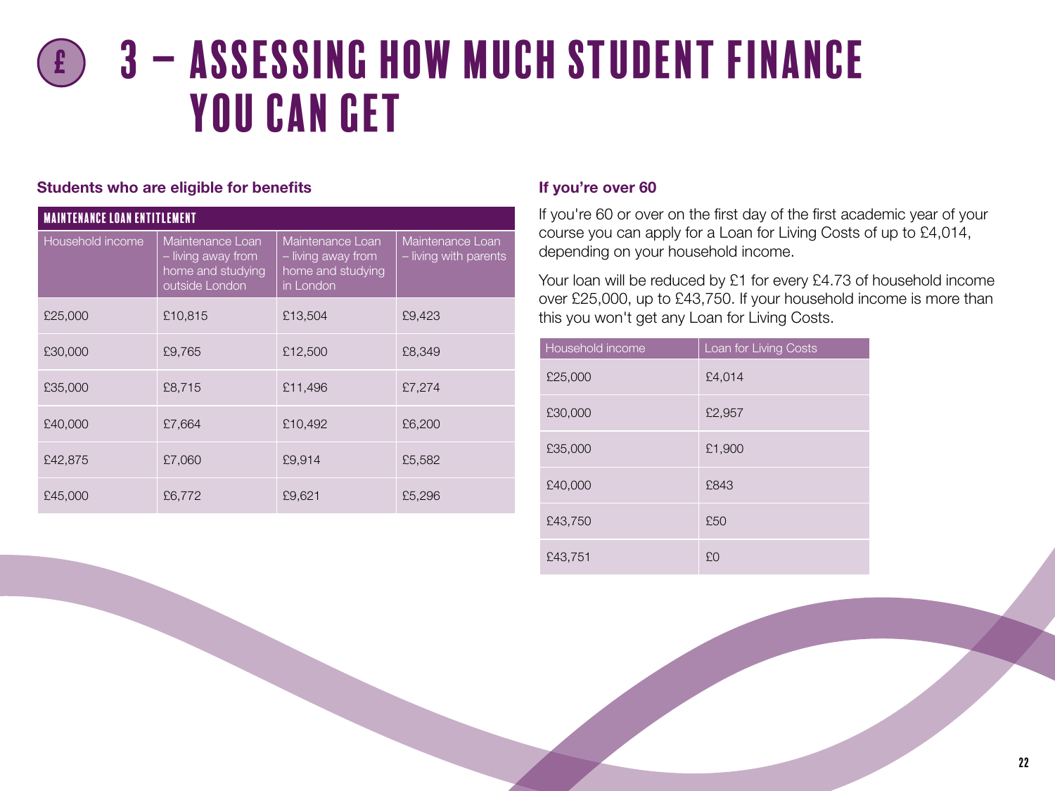# 3 – ASSESSING HOW MUCH STUDENT FINANCE YOU CAN GET

### Students who are eligible for benefits

| MAINTENANCE LOAN ENTITLEMENT | | | |
|---|---|---|---|
| Household income | Maintenance Loan – living away from home and studying outside London | Maintenance Loan – living away from home and studying in London | Maintenance Loan – living with parents |
| £25,000 | £10,815 | £13,504 | £9,423 |
| £30,000 | £9,765 | £12,500 | £8,349 |
| £35,000 | £8,715 | £11,496 | £7,274 |
| £40,000 | £7,664 | £10,492 | £6,200 |
| £42,875 | £7,060 | £9,914 | £5,582 |
| £45,000 | £6,772 | £9,621 | £5,296 |

### If you're over 60

If you're 60 or over on the first day of the first academic year of your course you can apply for a Loan for Living Costs of up to £4,014, depending on your household income.

Your loan will be reduced by £1 for every £4.73 of household income over £25,000, up to £43,750. If your household income is more than this you won't get any Loan for Living Costs.

| Household income | Loan for Living Costs |
|---|---|
| £25,000 | £4,014 |
| £30,000 | £2,957 |
| £35,000 | £1,900 |
| £40,000 | £843 |
| £43,750 | £50 |
| £43,751 | £0 |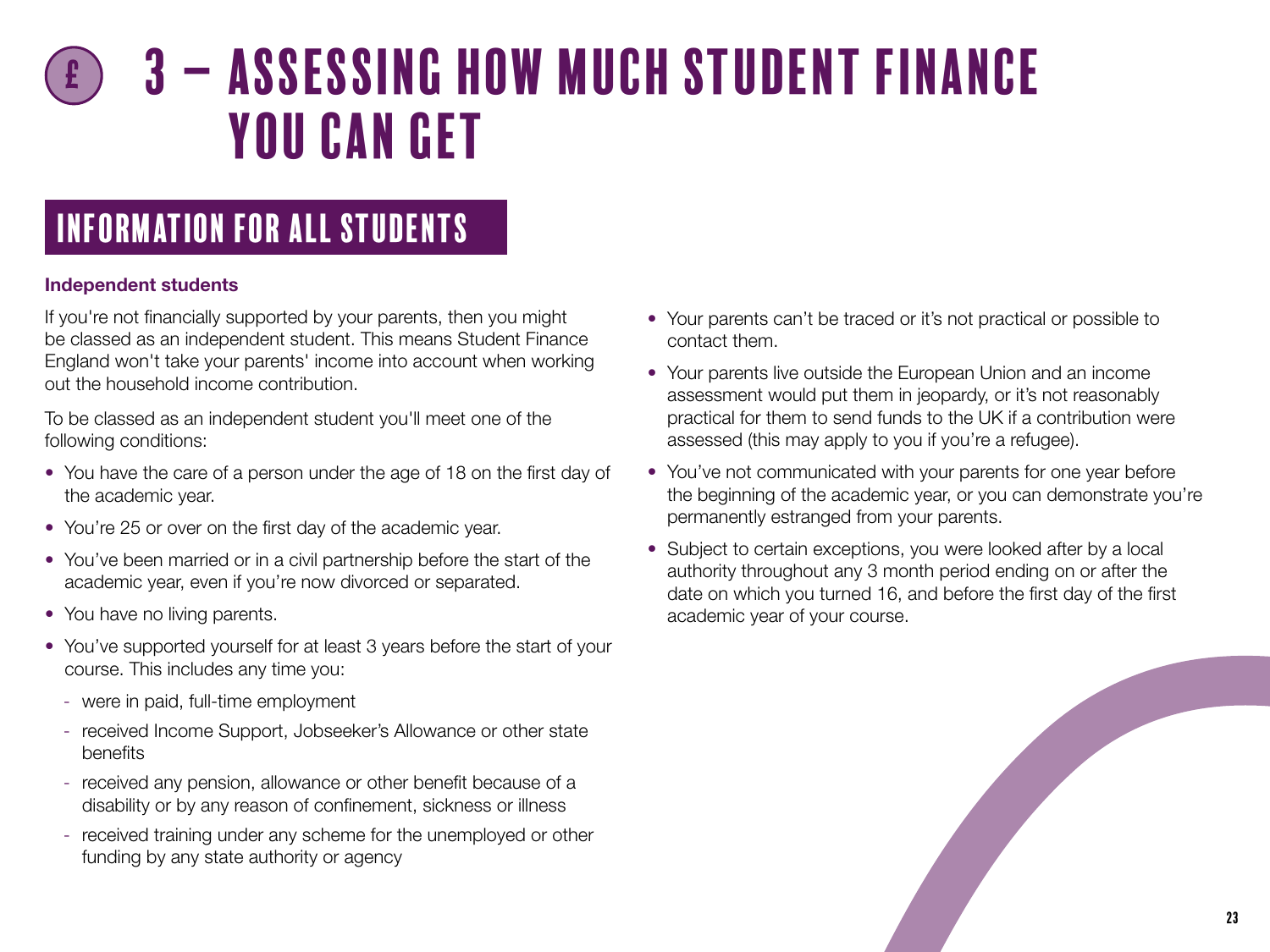# 3 – ASSESSING HOW MUCH STUDENT FINANCE YOU CAN GET

## INFORMATION FOR ALL STUDENTS

### Independent students

If you're not financially supported by your parents, then you might be classed as an independent student. This means Student Finance England won't take your parents' income into account when working out the household income contribution.

To be classed as an independent student you'll meet one of the following conditions:

- You have the care of a person under the age of 18 on the first day of the academic year.
- You're 25 or over on the first day of the academic year.
- You've been married or in a civil partnership before the start of the academic year, even if you're now divorced or separated.
- You have no living parents.
- You've supported yourself for at least 3 years before the start of your course. This includes any time you:
  - were in paid, full-time employment
  - received Income Support, Jobseeker's Allowance or other state benefits
  - received any pension, allowance or other benefit because of a disability or by any reason of confinement, sickness or illness
  - received training under any scheme for the unemployed or other funding by any state authority or agency
- Your parents can't be traced or it's not practical or possible to contact them.
- Your parents live outside the European Union and an income assessment would put them in jeopardy, or it's not reasonably practical for them to send funds to the UK if a contribution were assessed (this may apply to you if you're a refugee).
- You've not communicated with your parents for one year before the beginning of the academic year, or you can demonstrate you're permanently estranged from your parents.
- Subject to certain exceptions, you were looked after by a local authority throughout any 3 month period ending on or after the date on which you turned 16, and before the first day of the first academic year of your course.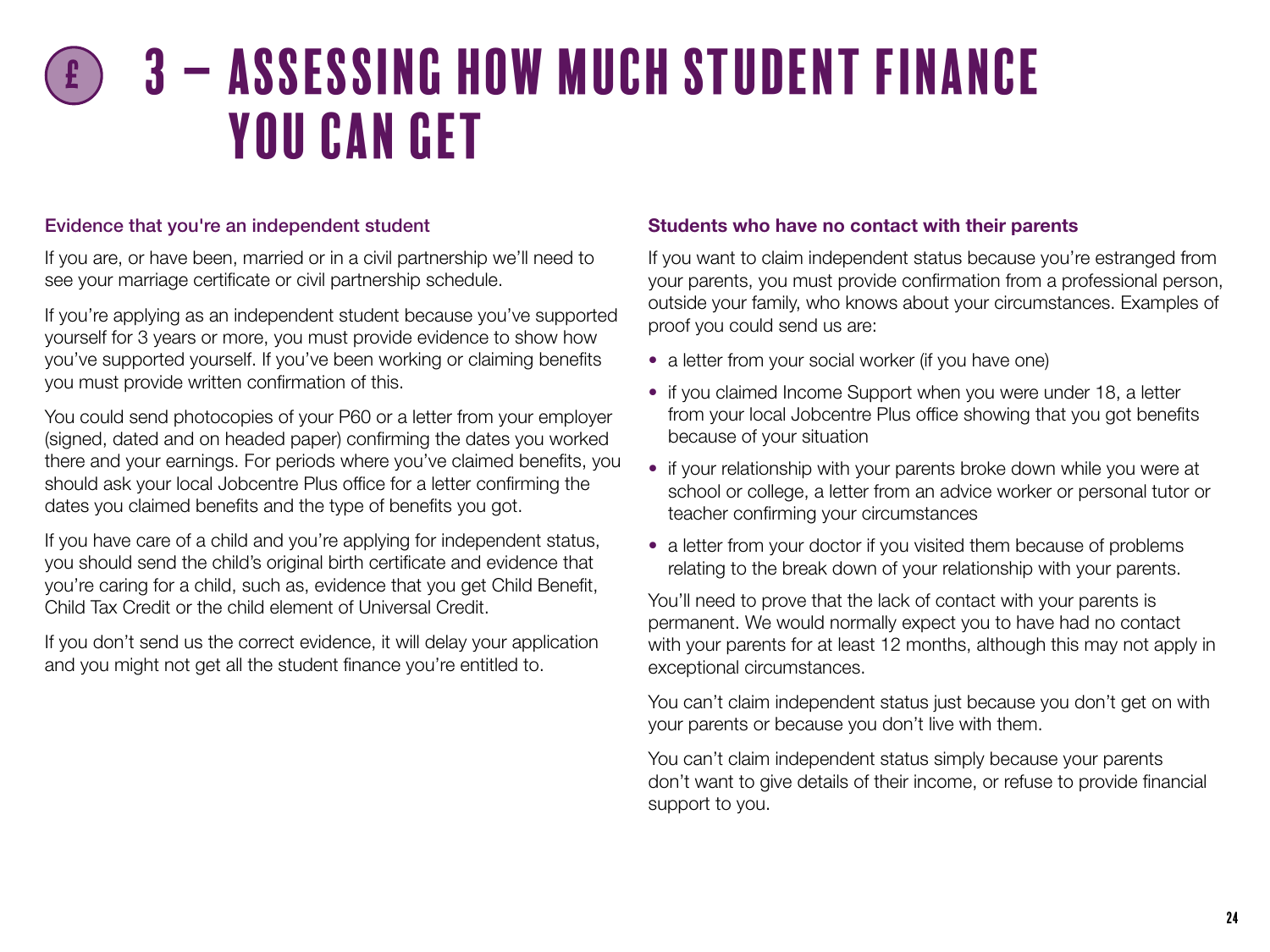# 3 – ASSESSING HOW MUCH STUDENT FINANCE YOU CAN GET

### Evidence that you're an independent student

If you are, or have been, married or in a civil partnership we'll need to see your marriage certificate or civil partnership schedule.

If you're applying as an independent student because you've supported yourself for 3 years or more, you must provide evidence to show how you've supported yourself. If you've been working or claiming benefits you must provide written confirmation of this.

You could send photocopies of your P60 or a letter from your employer (signed, dated and on headed paper) confirming the dates you worked there and your earnings. For periods where you've claimed benefits, you should ask your local Jobcentre Plus office for a letter confirming the dates you claimed benefits and the type of benefits you got.

If you have care of a child and you're applying for independent status, you should send the child's original birth certificate and evidence that you're caring for a child, such as, evidence that you get Child Benefit, Child Tax Credit or the child element of Universal Credit.

If you don't send us the correct evidence, it will delay your application and you might not get all the student finance you're entitled to.

### Students who have no contact with their parents

If you want to claim independent status because you're estranged from your parents, you must provide confirmation from a professional person, outside your family, who knows about your circumstances. Examples of proof you could send us are:

- a letter from your social worker (if you have one)
- if you claimed Income Support when you were under 18, a letter from your local Jobcentre Plus office showing that you got benefits because of your situation
- if your relationship with your parents broke down while you were at school or college, a letter from an advice worker or personal tutor or teacher confirming your circumstances
- a letter from your doctor if you visited them because of problems relating to the break down of your relationship with your parents.

You'll need to prove that the lack of contact with your parents is permanent. We would normally expect you to have had no contact with your parents for at least 12 months, although this may not apply in exceptional circumstances.

You can't claim independent status just because you don't get on with your parents or because you don't live with them.

You can't claim independent status simply because your parents don't want to give details of their income, or refuse to provide financial support to you.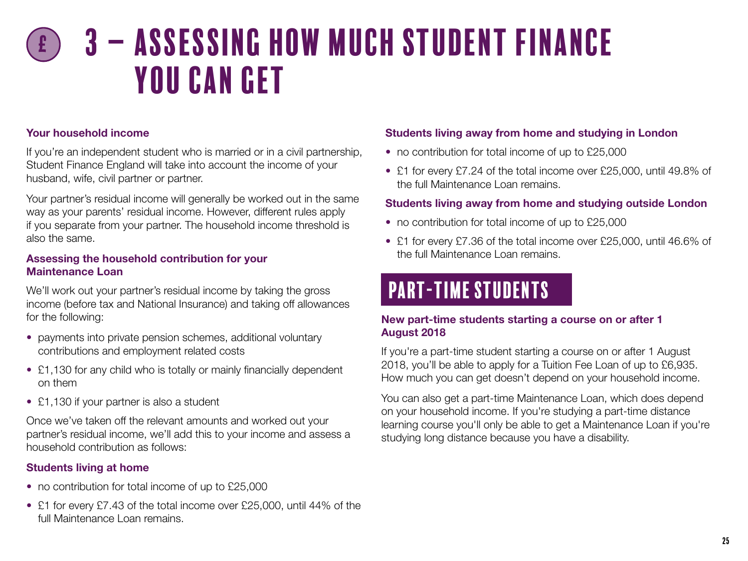# 3 – ASSESSING HOW MUCH STUDENT FINANCE YOU CAN GET

### Your household income

If you're an independent student who is married or in a civil partnership, Student Finance England will take into account the income of your husband, wife, civil partner or partner.

Your partner's residual income will generally be worked out in the same way as your parents' residual income. However, different rules apply if you separate from your partner. The household income threshold is also the same.

### Assessing the household contribution for your Maintenance Loan

We'll work out your partner's residual income by taking the gross income (before tax and National Insurance) and taking off allowances for the following:

- payments into private pension schemes, additional voluntary contributions and employment related costs
- £1,130 for any child who is totally or mainly financially dependent on them
- £1,130 if your partner is also a student

Once we've taken off the relevant amounts and worked out your partner's residual income, we'll add this to your income and assess a household contribution as follows:

### Students living at home

- no contribution for total income of up to £25,000
- £1 for every £7.43 of the total income over £25,000, until 44% of the full Maintenance Loan remains.

### Students living away from home and studying in London

- no contribution for total income of up to £25,000
- £1 for every £7.24 of the total income over £25,000, until 49.8% of the full Maintenance Loan remains.

### Students living away from home and studying outside London

- no contribution for total income of up to £25,000
- £1 for every £7.36 of the total income over £25,000, until 46.6% of the full Maintenance Loan remains.

## PART-TIME STUDENTS

### New part-time students starting a course on or after 1 August 2018

If you're a part-time student starting a course on or after 1 August 2018, you'll be able to apply for a Tuition Fee Loan of up to £6,935. How much you can get doesn't depend on your household income.

You can also get a part-time Maintenance Loan, which does depend on your household income. If you're studying a part-time distance learning course you'll only be able to get a Maintenance Loan if you're studying long distance because you have a disability.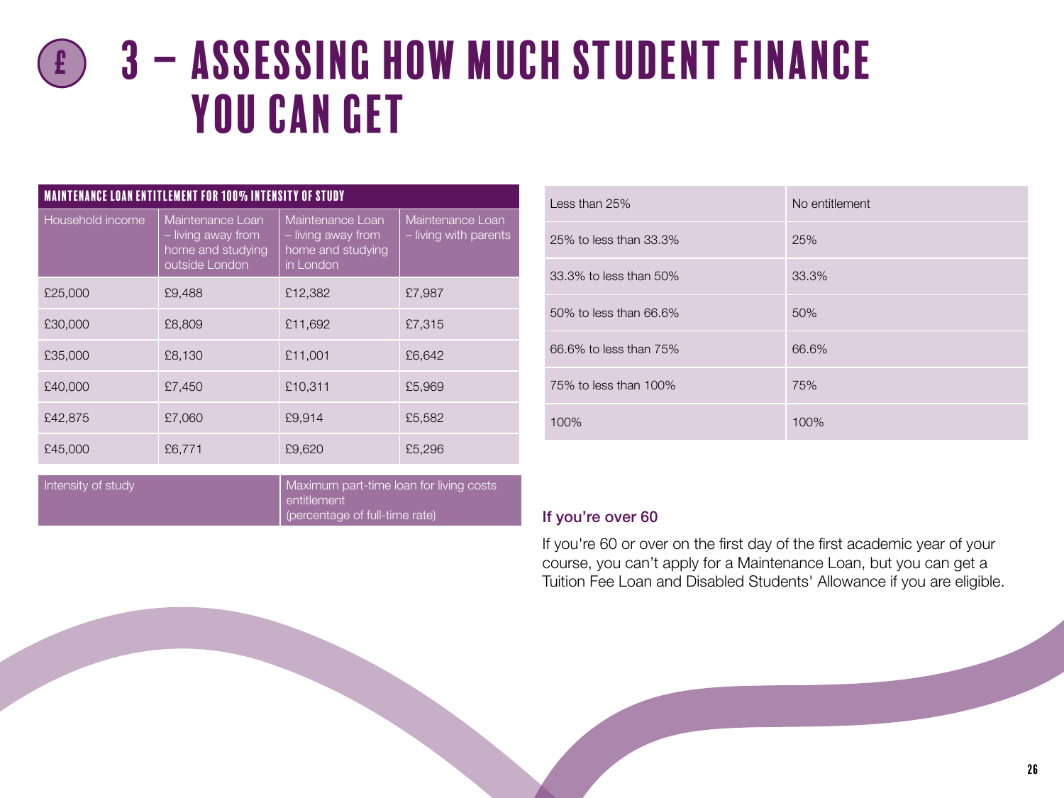# 3 – ASSESSING HOW MUCH STUDENT FINANCE YOU CAN GET

**MAINTENANCE LOAN ENTITLEMENT FOR 100% INTENSITY OF STUDY**

| Household income | Maintenance Loan – living away from home and studying outside London | Maintenance Loan – living away from home and studying in London | Maintenance Loan – living with parents |
|---|---|---|---|
| £25,000 | £9,488 | £12,382 | £7,987 |
| £30,000 | £8,809 | £11,692 | £7,315 |
| £35,000 | £8,130 | £11,001 | £6,642 |
| £40,000 | £7,450 | £10,311 | £5,969 |
| £42,875 | £7,060 | £9,914 | £5,582 |
| £45,000 | £6,771 | £9,620 | £5,296 |

| Intensity of study | Maximum part-time loan for living costs entitlement (percentage of full-time rate) |
|---|---|
| Less than 25% | No entitlement |
| 25% to less than 33.3% | 25% |
| 33.3% to less than 50% | 33.3% |
| 50% to less than 66.6% | 50% |
| 66.6% to less than 75% | 66.6% |
| 75% to less than 100% | 75% |
| 100% | 100% |

### If you're over 60

If you're 60 or over on the first day of the first academic year of your course, you can't apply for a Maintenance Loan, but you can get a Tuition Fee Loan and Disabled Students' Allowance if you are eligible.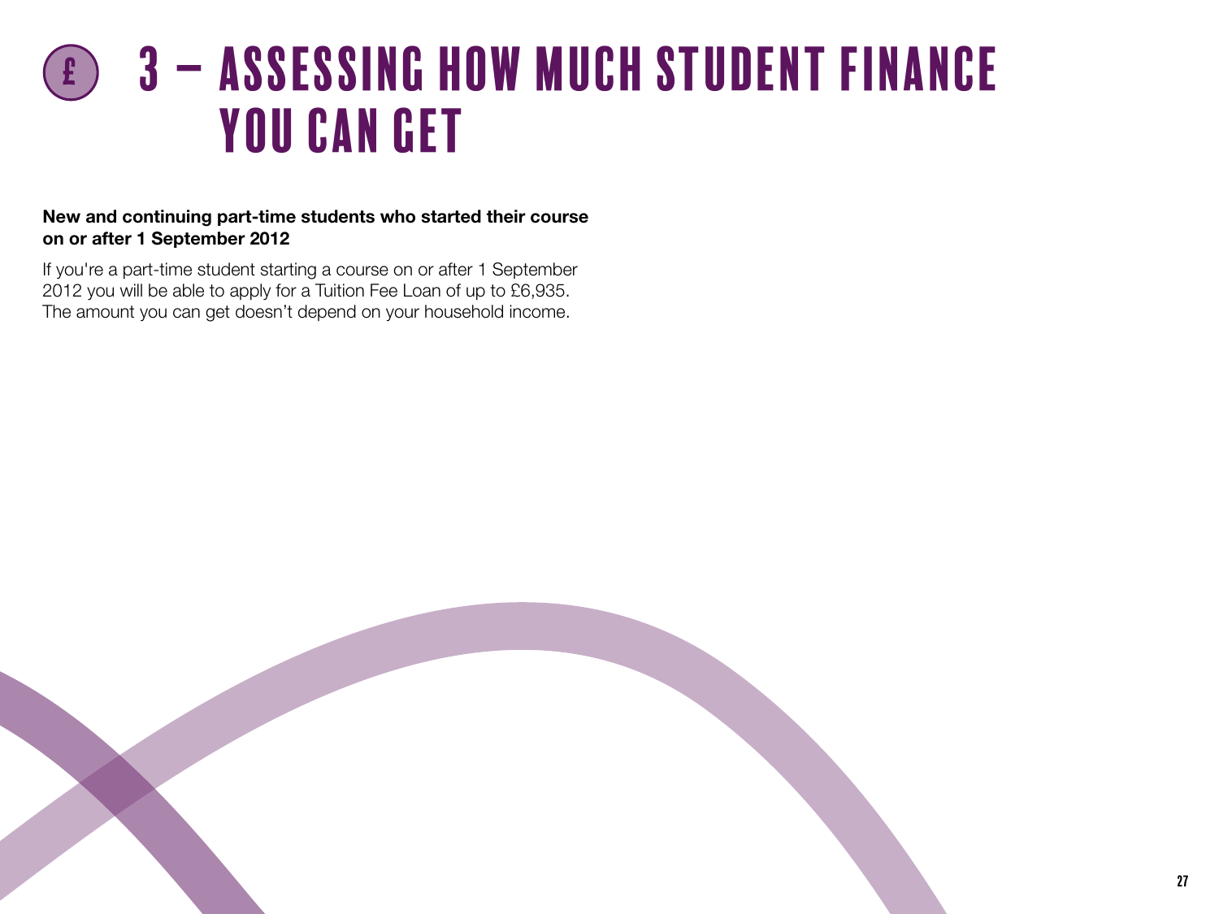# 3 – ASSESSING HOW MUCH STUDENT FINANCE YOU CAN GET

**New and continuing part-time students who started their course on or after 1 September 2012**

If you're a part-time student starting a course on or after 1 September 2012 you will be able to apply for a Tuition Fee Loan of up to £6,935. The amount you can get doesn't depend on your household income.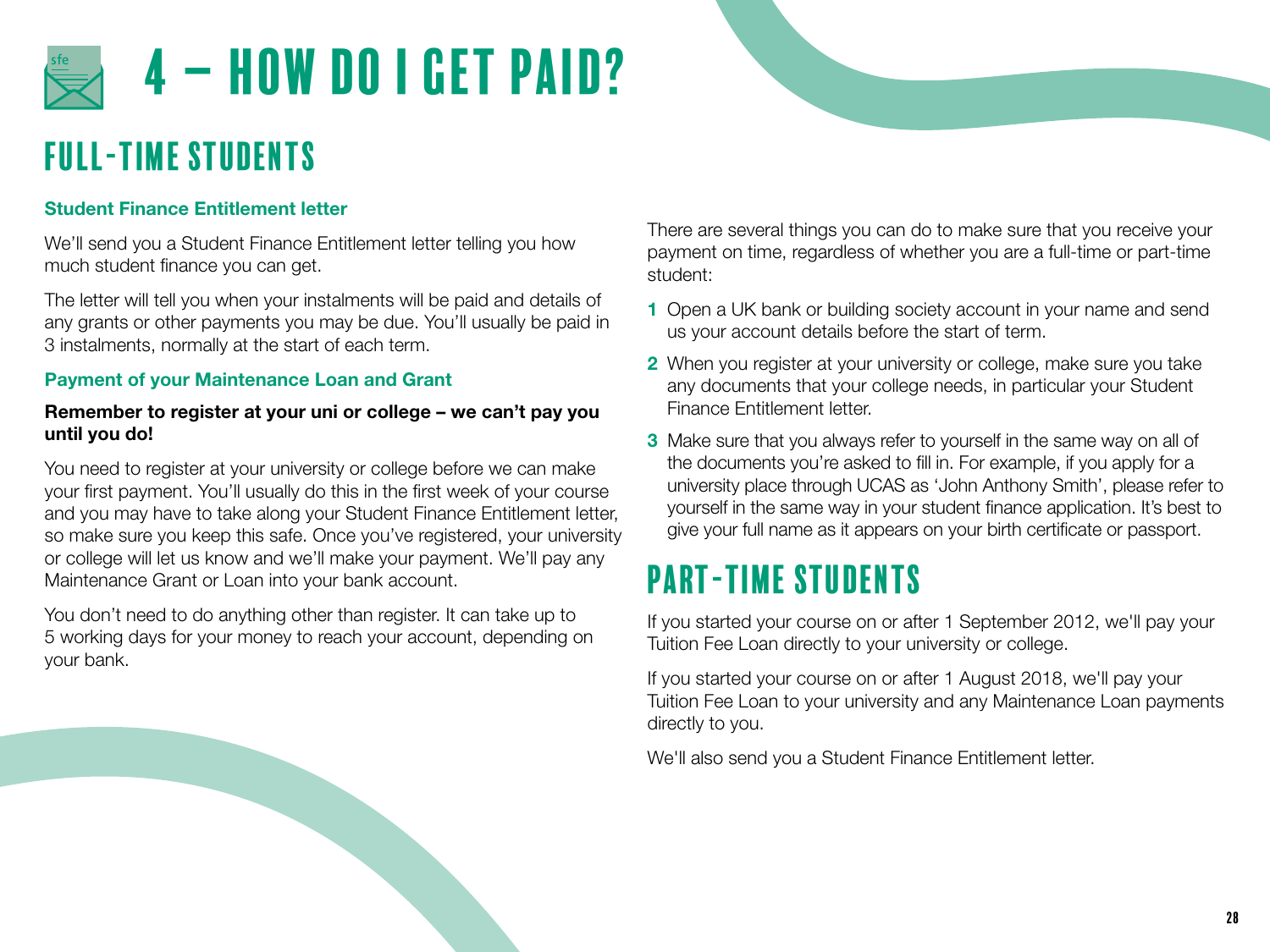# 4 – HOW DO I GET PAID?

## FULL-TIME STUDENTS

### Student Finance Entitlement letter

We'll send you a Student Finance Entitlement letter telling you how much student finance you can get.

The letter will tell you when your instalments will be paid and details of any grants or other payments you may be due. You'll usually be paid in 3 instalments, normally at the start of each term.

### Payment of your Maintenance Loan and Grant

**Remember to register at your uni or college – we can't pay you until you do!**

You need to register at your university or college before we can make your first payment. You'll usually do this in the first week of your course and you may have to take along your Student Finance Entitlement letter, so make sure you keep this safe. Once you've registered, your university or college will let us know and we'll make your payment. We'll pay any Maintenance Grant or Loan into your bank account.

You don't need to do anything other than register. It can take up to 5 working days for your money to reach your account, depending on your bank.

There are several things you can do to make sure that you receive your payment on time, regardless of whether you are a full-time or part-time student:

1. Open a UK bank or building society account in your name and send us your account details before the start of term.
2. When you register at your university or college, make sure you take any documents that your college needs, in particular your Student Finance Entitlement letter.
3. Make sure that you always refer to yourself in the same way on all of the documents you're asked to fill in. For example, if you apply for a university place through UCAS as 'John Anthony Smith', please refer to yourself in the same way in your student finance application. It's best to give your full name as it appears on your birth certificate or passport.

## PART-TIME STUDENTS

If you started your course on or after 1 September 2012, we'll pay your Tuition Fee Loan directly to your university or college.

If you started your course on or after 1 August 2018, we'll pay your Tuition Fee Loan to your university and any Maintenance Loan payments directly to you.

We'll also send you a Student Finance Entitlement letter.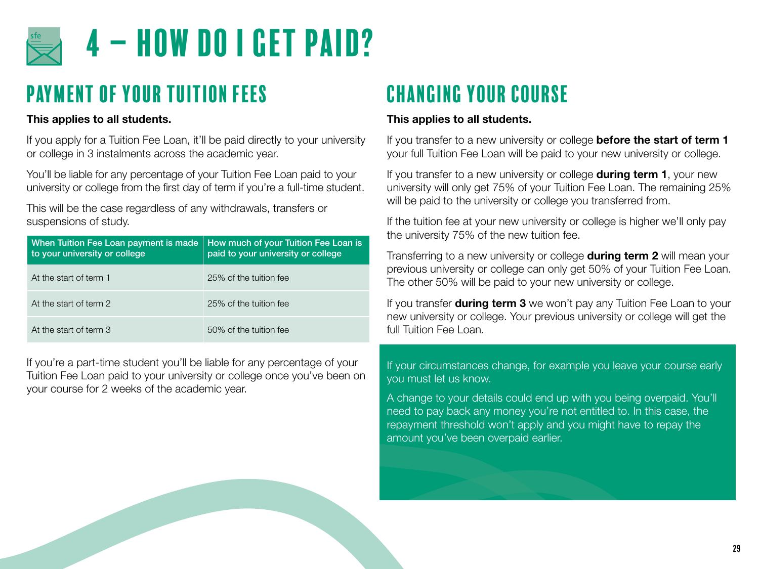# 4 – HOW DO I GET PAID?

## PAYMENT OF YOUR TUITION FEES

**This applies to all students.**

If you apply for a Tuition Fee Loan, it'll be paid directly to your university or college in 3 instalments across the academic year.

You'll be liable for any percentage of your Tuition Fee Loan paid to your university or college from the first day of term if you're a full-time student.

This will be the case regardless of any withdrawals, transfers or suspensions of study.

| When Tuition Fee Loan payment is made to your university or college | How much of your Tuition Fee Loan is paid to your university or college |
|---|---|
| At the start of term 1 | 25% of the tuition fee |
| At the start of term 2 | 25% of the tuition fee |
| At the start of term 3 | 50% of the tuition fee |

If you're a part-time student you'll be liable for any percentage of your Tuition Fee Loan paid to your university or college once you've been on your course for 2 weeks of the academic year.

## CHANGING YOUR COURSE

**This applies to all students.**

If you transfer to a new university or college **before the start of term 1** your full Tuition Fee Loan will be paid to your new university or college.

If you transfer to a new university or college **during term 1**, your new university will only get 75% of your Tuition Fee Loan. The remaining 25% will be paid to the university or college you transferred from.

If the tuition fee at your new university or college is higher we'll only pay the university 75% of the new tuition fee.

Transferring to a new university or college **during term 2** will mean your previous university or college can only get 50% of your Tuition Fee Loan. The other 50% will be paid to your new university or college.

If you transfer **during term 3** we won't pay any Tuition Fee Loan to your new university or college. Your previous university or college will get the full Tuition Fee Loan.

If your circumstances change, for example you leave your course early you must let us know.

A change to your details could end up with you being overpaid. You'll need to pay back any money you're not entitled to. In this case, the repayment threshold won't apply and you might have to repay the amount you've been overpaid earlier.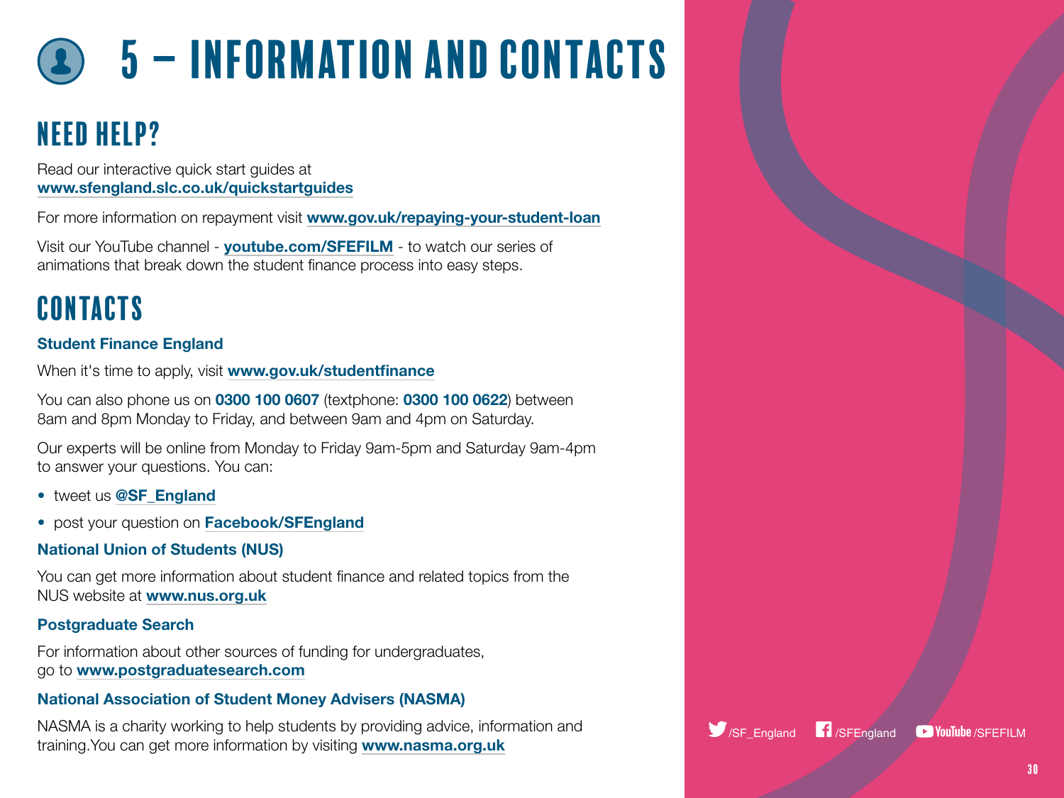# 5 – INFORMATION AND CONTACTS

## NEED HELP?

Read our interactive quick start guides at **www.sfengland.slc.co.uk/quickstartguides**

For more information on repayment visit **www.gov.uk/repaying-your-student-loan**

Visit our YouTube channel - **youtube.com/SFEFILM** - to watch our series of animations that break down the student finance process into easy steps.

## CONTACTS

### Student Finance England

When it's time to apply, visit **www.gov.uk/studentfinance**

You can also phone us on **0300 100 0607** (textphone: **0300 100 0622**) between 8am and 8pm Monday to Friday, and between 9am and 4pm on Saturday.

Our experts will be online from Monday to Friday 9am-5pm and Saturday 9am-4pm to answer your questions. You can:

- tweet us **@SF_England**
- post your question on **Facebook/SFEngland**

### National Union of Students (NUS)

You can get more information about student finance and related topics from the NUS website at **www.nus.org.uk**

### Postgraduate Search

For information about other sources of funding for undergraduates, go to **www.postgraduatesearch.com**

### National Association of Student Money Advisers (NASMA)

NASMA is a charity working to help students by providing advice, information and training.You can get more information by visiting **www.nasma.org.uk**

/SF_England /SFEngland YouTube /SFEFILM